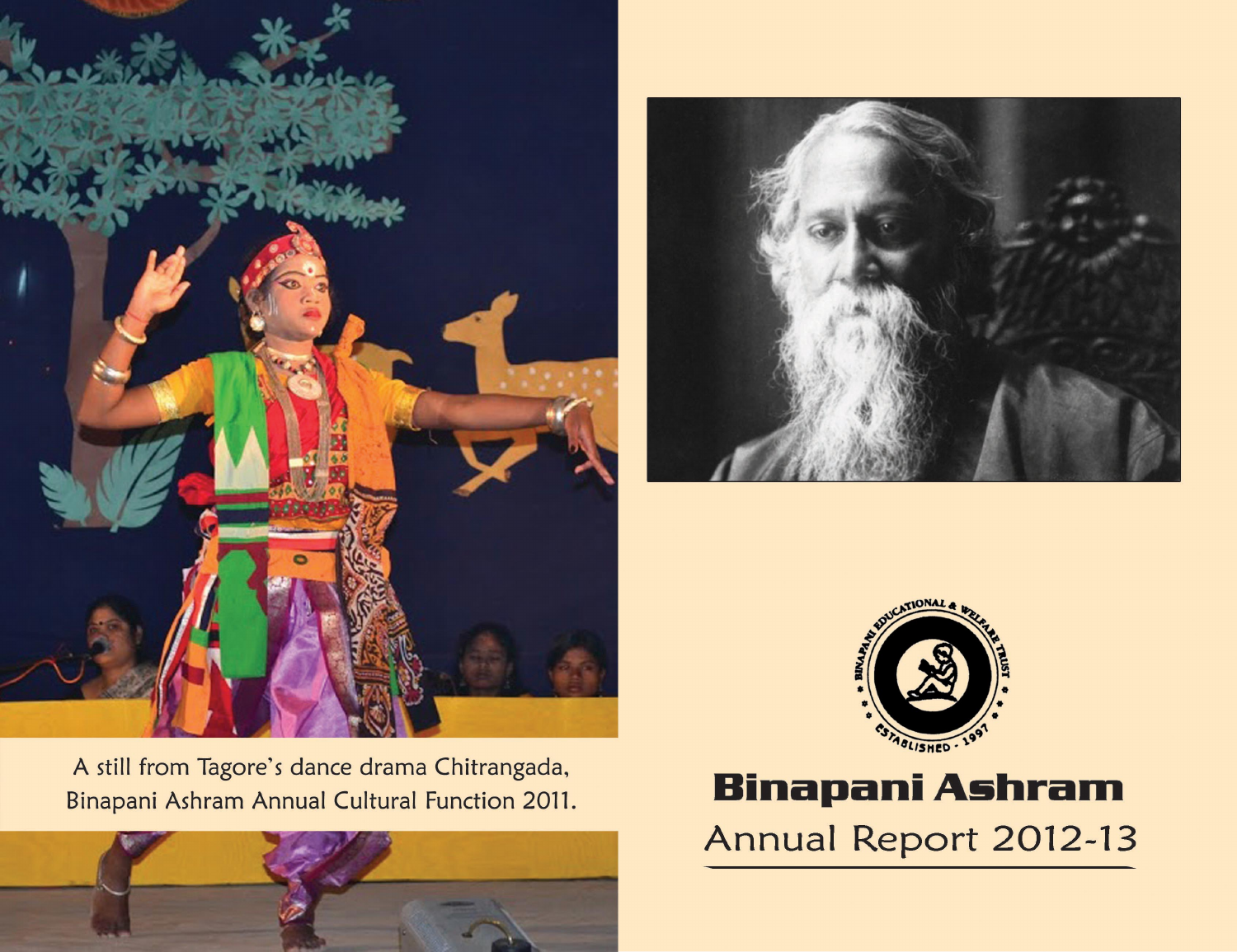A still from Tagore's dance drama Chitrangada, Binapani Ashram Annual Cultural Function 2011.

BINAPANI EDUCATIONAL & WELFARE TRUST

ESTABLISHED - 1997

# Binapani Ashram

## Annual Report 2012-13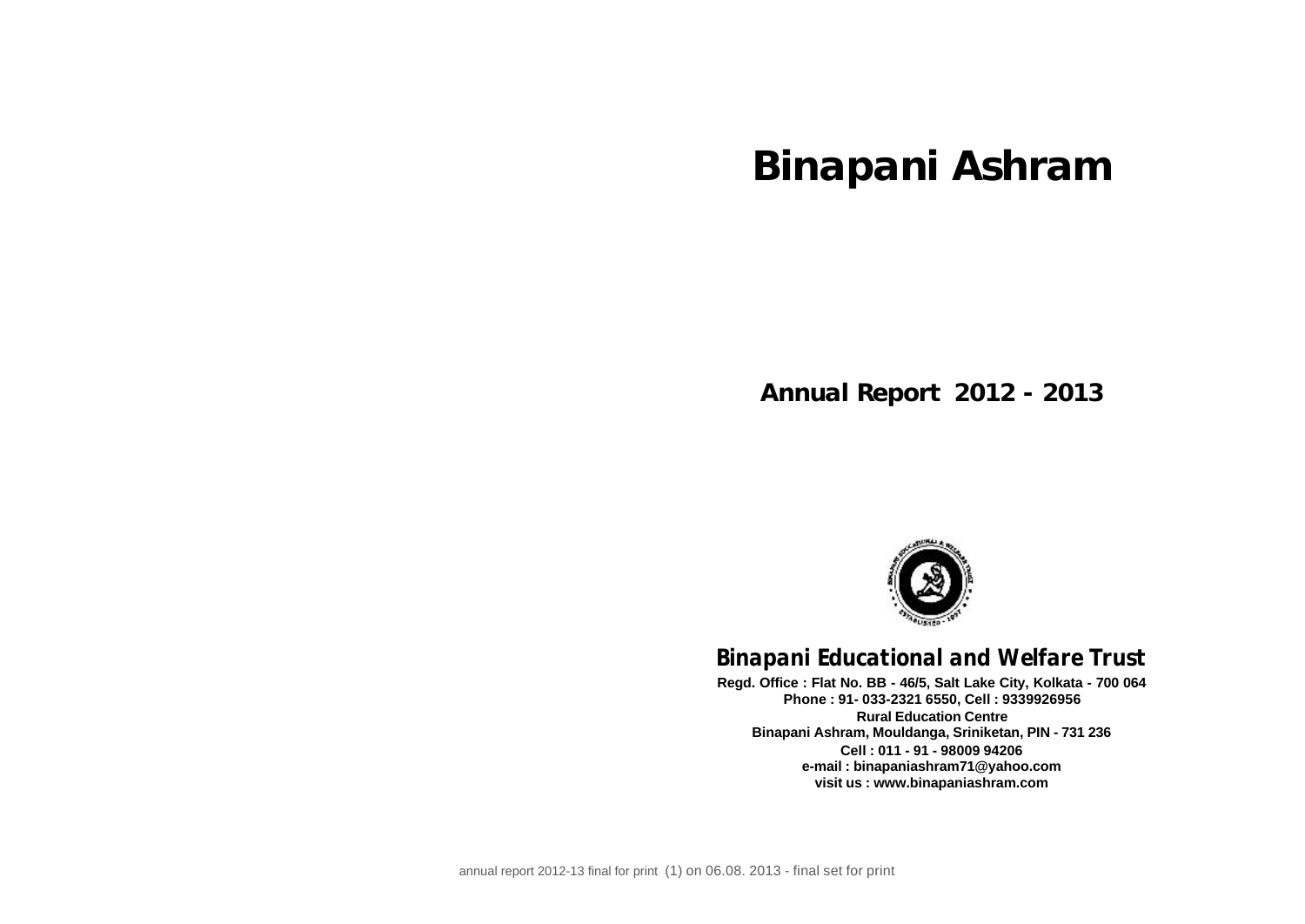# Binapani Ashram

## Annual Report 2012 - 2013

### *Binapani Educational and Welfare Trust*

**Regd. Office : Flat No. BB - 46/5, Salt Lake City, Kolkata - 700 064**
**Phone : 91- 033-2321 6550, Cell : 9339926956**
**Rural Education Centre**
**Binapani Ashram, Mouldanga, Sriniketan, PIN - 731 236**
**Cell : 011 - 91 - 98009 94206**
**e-mail : binapaniashram71@yahoo.com**
**visit us : www.binapaniashram.com**

annual report 2012-13 final for print (1) on 06.08. 2013 - final set for print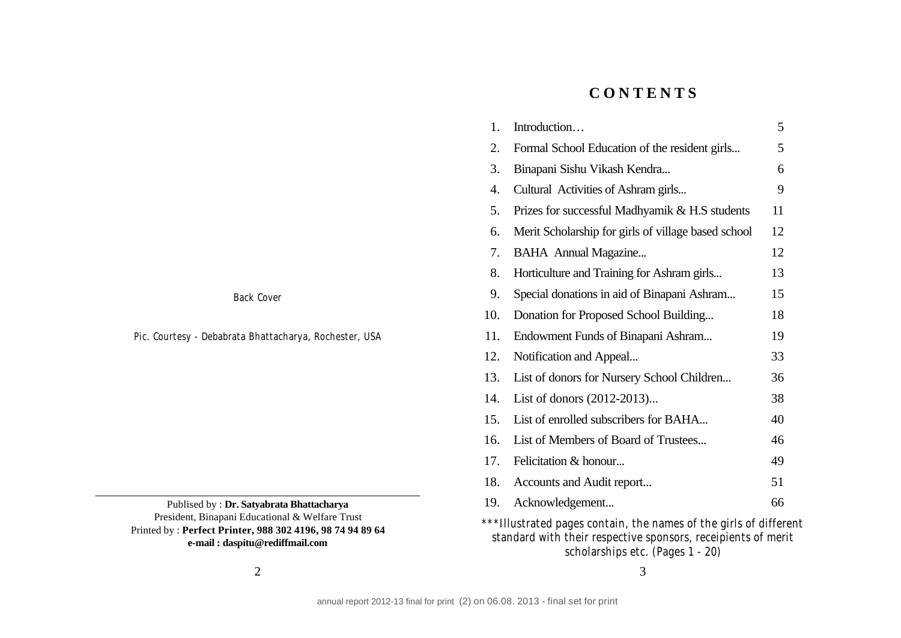Back Cover

Pic. Courtesy - Debabrata Bhattacharya, Rochester, USA

Publised by : **Dr. Satyabrata Bhattacharya**
President, Binapani Educational & Welfare Trust
Printed by : **Perfect Printer, 988 302 4196, 98 74 94 89 64**
**e-mail : daspitu@rediffmail.com**

# CONTENTS

| | | |
|---|---|---|
| 1. | Introduction… | 5 |
| 2. | Formal School Education of the resident girls... | 5 |
| 3. | Binapani Sishu Vikash Kendra... | 6 |
| 4. | Cultural Activities of Ashram girls... | 9 |
| 5. | Prizes for successful Madhyamik & H.S students | 11 |
| 6. | Merit Scholarship for girls of village based school | 12 |
| 7. | BAHA Annual Magazine... | 12 |
| 8. | Horticulture and Training for Ashram girls... | 13 |
| 9. | Special donations in aid of Binapani Ashram... | 15 |
| 10. | Donation for Proposed School Building... | 18 |
| 11. | Endowment Funds of Binapani Ashram... | 19 |
| 12. | Notification and Appeal... | 33 |
| 13. | List of donors for Nursery School Children... | 36 |
| 14. | List of donors (2012-2013)... | 38 |
| 15. | List of enrolled subscribers for BAHA... | 40 |
| 16. | List of Members of Board of Trustees... | 46 |
| 17. | Felicitation & honour... | 49 |
| 18. | Accounts and Audit report... | 51 |
| 19. | Acknowledgement... | 66 |

***Illustrated pages contain, the names of the girls of different standard with their respective sponsors, receipients of merit scholarships etc. (Pages 1 - 20)

annual report 2012-13 final for print (2) on 06.08. 2013 - final set for print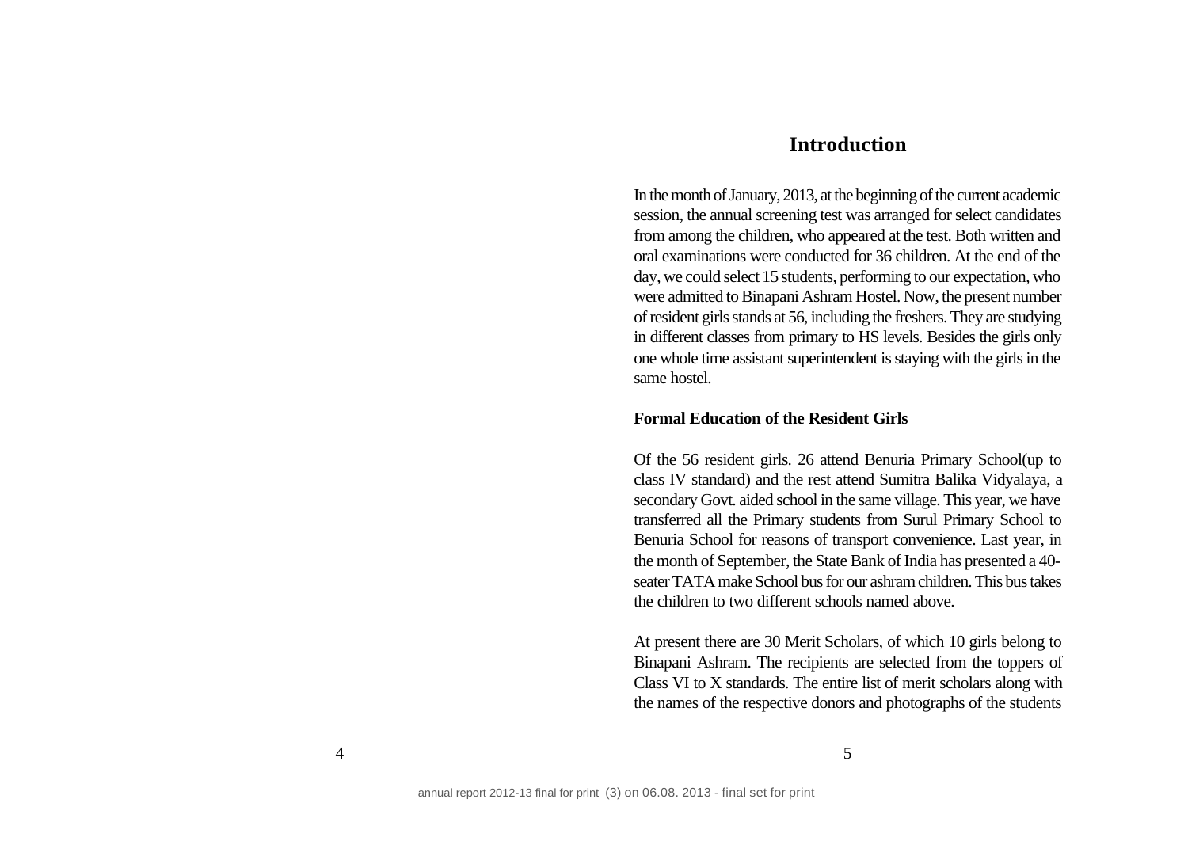## Introduction

In the month of January, 2013, at the beginning of the current academic session, the annual screening test was arranged for select candidates from among the children, who appeared at the test. Both written and oral examinations were conducted for 36 children. At the end of the day, we could select 15 students, performing to our expectation, who were admitted to Binapani Ashram Hostel. Now, the present number of resident girls stands at 56, including the freshers. They are studying in different classes from primary to HS levels. Besides the girls only one whole time assistant superintendent is staying with the girls in the same hostel.

### Formal Education of the Resident Girls

Of the 56 resident girls. 26 attend Benuria Primary School(up to class IV standard) and the rest attend Sumitra Balika Vidyalaya, a secondary Govt. aided school in the same village. This year, we have transferred all the Primary students from Surul Primary School to Benuria School for reasons of transport convenience. Last year, in the month of September, the State Bank of India has presented a 40-seater TATA make School bus for our ashram children. This bus takes the children to two different schools named above.

At present there are 30 Merit Scholars, of which 10 girls belong to Binapani Ashram. The recipients are selected from the toppers of Class VI to X standards. The entire list of merit scholars along with the names of the respective donors and photographs of the students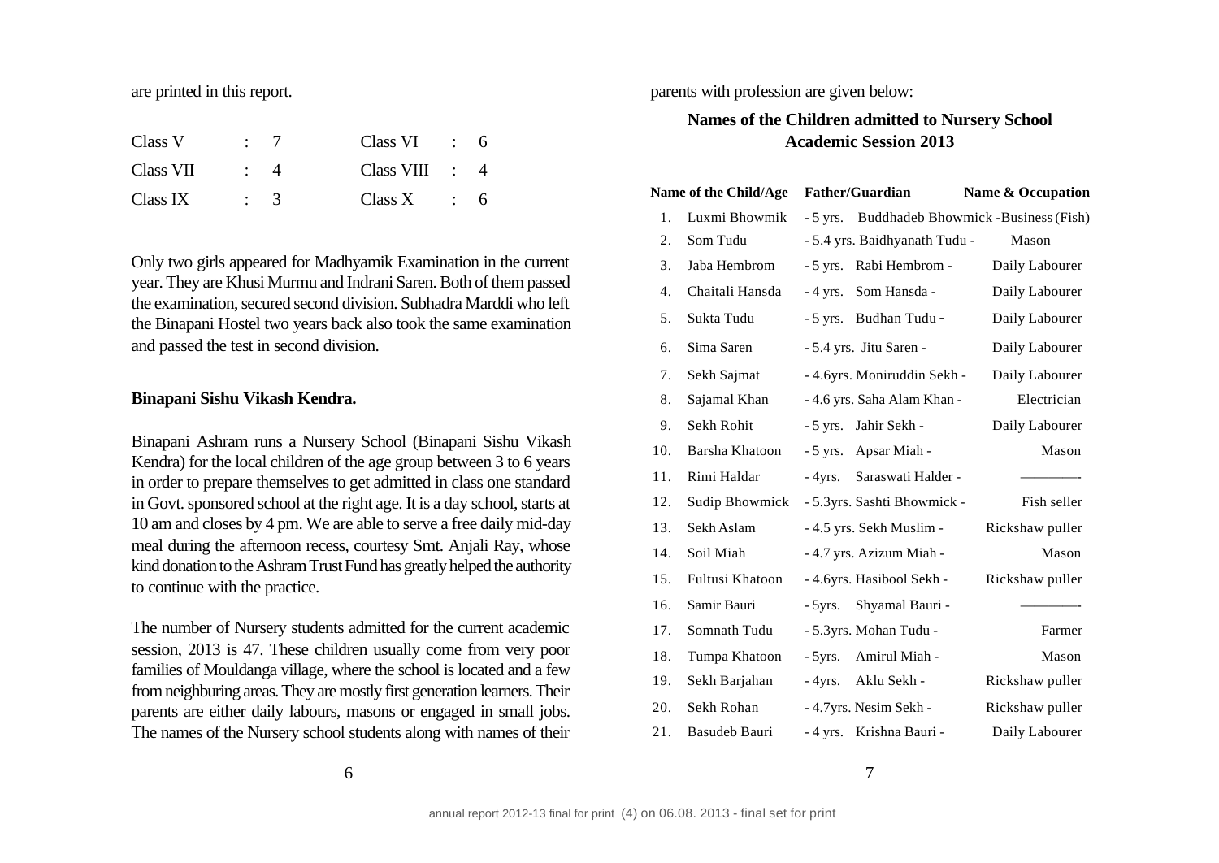are printed in this report.

| | | | |
|---|---|---|---|
| Class V | : 7 | Class VI | : 6 |
| Class VII | : 4 | Class VIII | : 4 |
| Class IX | : 3 | Class X | : 6 |

Only two girls appeared for Madhyamik Examination in the current year. They are Khusi Murmu and Indrani Saren. Both of them passed the examination, secured second division. Subhadra Marddi who left the Binapani Hostel two years back also took the same examination and passed the test in second division.

### Binapani Sishu Vikash Kendra.

Binapani Ashram runs a Nursery School (Binapani Sishu Vikash Kendra) for the local children of the age group between 3 to 6 years in order to prepare themselves to get admitted in class one standard in Govt. sponsored school at the right age. It is a day school, starts at 10 am and closes by 4 pm. We are able to serve a free daily mid-day meal during the afternoon recess, courtesy Smt. Anjali Ray, whose kind donation to the Ashram Trust Fund has greatly helped the authority to continue with the practice.

The number of Nursery students admitted for the current academic session, 2013 is 47. These children usually come from very poor families of Mouldanga village, where the school is located and a few from neighbouring areas. They are mostly first generation learners. Their parents are either daily labours, masons or engaged in small jobs. The names of the Nursery school students along with names of their parents with profession are given below:

## Names of the Children admitted to Nursery School Academic Session 2013

| | Name of the Child/Age | Father/Guardian | Name & Occupation |
|---|---|---|---|
| 1. | Luxmi Bhowmik | - 5 yrs. Buddhadeb Bhowmick - | Business (Fish) |
| 2. | Som Tudu | - 5.4 yrs. Baidhyanath Tudu - | Mason |
| 3. | Jaba Hembrom | - 5 yrs. Rabi Hembrom - | Daily Labourer |
| 4. | Chaitali Hansda | - 4 yrs. Som Hansda - | Daily Labourer |
| 5. | Sukta Tudu | - 5 yrs. Budhan Tudu - | Daily Labourer |
| 6. | Sima Saren | - 5.4 yrs. Jitu Saren - | Daily Labourer |
| 7. | Sekh Sajmat | - 4.6yrs. Moniruddin Sekh - | Daily Labourer |
| 8. | Sajamal Khan | - 4.6 yrs. Saha Alam Khan - | Electrician |
| 9. | Sekh Rohit | - 5 yrs. Jahir Sekh - | Daily Labourer |
| 10. | Barsha Khatoon | - 5 yrs. Apsar Miah - | Mason |
| 11. | Rimi Haldar | - 4yrs. Saraswati Halder - | ———- |
| 12. | Sudip Bhowmick | - 5.3yrs. Sashti Bhowmick - | Fish seller |
| 13. | Sekh Aslam | - 4.5 yrs. Sekh Muslim - | Rickshaw puller |
| 14. | Soil Miah | - 4.7 yrs. Azizum Miah - | Mason |
| 15. | Fultusi Khatoon | - 4.6yrs. Hasibool Sekh - | Rickshaw puller |
| 16. | Samir Bauri | - 5yrs. Shyamal Bauri - | ———- |
| 17. | Somnath Tudu | - 5.3yrs. Mohan Tudu - | Farmer |
| 18. | Tumpa Khatoon | - 5yrs. Amirul Miah - | Mason |
| 19. | Sekh Barjahan | - 4yrs. Aklu Sekh - | Rickshaw puller |
| 20. | Sekh Rohan | - 4.7yrs. Nesim Sekh - | Rickshaw puller |
| 21. | Basudeb Bauri | - 4 yrs. Krishna Bauri - | Daily Labourer |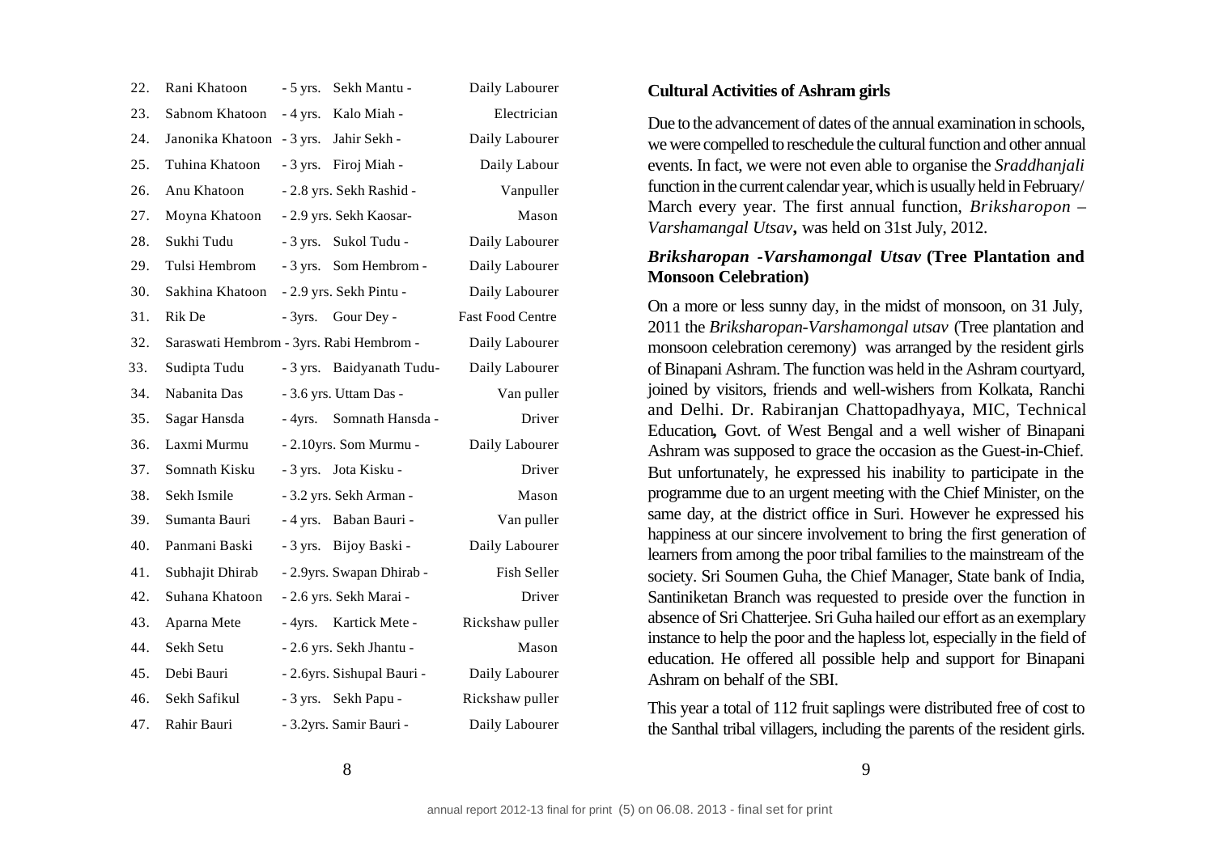| | | | |
|---|---|---|---|
| 22. | Rani Khatoon | - 5 yrs. Sekh Mantu - | Daily Labourer |
| 23. | Sabnom Khatoon | - 4 yrs. Kalo Miah - | Electrician |
| 24. | Janonika Khatoon | - 3 yrs. Jahir Sekh - | Daily Labourer |
| 25. | Tuhina Khatoon | - 3 yrs. Firoj Miah - | Daily Labour |
| 26. | Anu Khatoon | - 2.8 yrs. Sekh Rashid - | Vanpuller |
| 27. | Moyna Khatoon | - 2.9 yrs. Sekh Kaosar- | Mason |
| 28. | Sukhi Tudu | - 3 yrs. Sukol Tudu - | Daily Labourer |
| 29. | Tulsi Hembrom | - 3 yrs. Som Hembrom - | Daily Labourer |
| 30. | Sakhina Khatoon | - 2.9 yrs. Sekh Pintu - | Daily Labourer |
| 31. | Rik De | - 3yrs. Gour Dey - | Fast Food Centre |
| 32. | Saraswati Hembrom | - 3yrs. Rabi Hembrom - | Daily Labourer |
| 33. | Sudipta Tudu | - 3 yrs. Baidyanath Tudu- | Daily Labourer |
| 34. | Nabanita Das | - 3.6 yrs. Uttam Das - | Van puller |
| 35. | Sagar Hansda | - 4yrs. Somnath Hansda - | Driver |
| 36. | Laxmi Murmu | - 2.10yrs. Som Murmu - | Daily Labourer |
| 37. | Somnath Kisku | - 3 yrs. Jota Kisku - | Driver |
| 38. | Sekh Ismile | - 3.2 yrs. Sekh Arman - | Mason |
| 39. | Sumanta Bauri | - 4 yrs. Baban Bauri - | Van puller |
| 40. | Panmani Baski | - 3 yrs. Bijoy Baski - | Daily Labourer |
| 41. | Subhajit Dhirab | - 2.9yrs. Swapan Dhirab - | Fish Seller |
| 42. | Suhana Khatoon | - 2.6 yrs. Sekh Marai - | Driver |
| 43. | Aparna Mete | - 4yrs. Kartick Mete - | Rickshaw puller |
| 44. | Sekh Setu | - 2.6 yrs. Sekh Jhantu - | Mason |
| 45. | Debi Bauri | - 2.6yrs. Sishupal Bauri - | Daily Labourer |
| 46. | Sekh Safikul | - 3 yrs. Sekh Papu - | Rickshaw puller |
| 47. | Rahir Bauri | - 3.2yrs. Samir Bauri - | Daily Labourer |

## Cultural Activities of Ashram girls

Due to the advancement of dates of the annual examination in schools, we were compelled to reschedule the cultural function and other annual events. In fact, we were not even able to organise the *Sraddhanjali* function in the current calendar year, which is usually held in February/ March every year. The first annual function, *Briksharopon – Varshamangal Utsav***,** was held on 31st July, 2012.

### *Briksharopan -Varshamongal Utsav* (Tree Plantation and Monsoon Celebration)

On a more or less sunny day, in the midst of monsoon, on 31 July, 2011 the *Briksharopan-Varshamongal utsav* (Tree plantation and monsoon celebration ceremony) was arranged by the resident girls of Binapani Ashram. The function was held in the Ashram courtyard, joined by visitors, friends and well-wishers from Kolkata, Ranchi and Delhi. Dr. Rabiranjan Chattopadhyaya, MIC, Technical Education**,** Govt. of West Bengal and a well wisher of Binapani Ashram was supposed to grace the occasion as the Guest-in-Chief. But unfortunately, he expressed his inability to participate in the programme due to an urgent meeting with the Chief Minister, on the same day, at the district office in Suri. However he expressed his happiness at our sincere involvement to bring the first generation of learners from among the poor tribal families to the mainstream of the society. Sri Soumen Guha, the Chief Manager, State bank of India, Santiniketan Branch was requested to preside over the function in absence of Sri Chatterjee. Sri Guha hailed our effort as an exemplary instance to help the poor and the hapless lot, especially in the field of education. He offered all possible help and support for Binapani Ashram on behalf of the SBI.

This year a total of 112 fruit saplings were distributed free of cost to the Santhal tribal villagers, including the parents of the resident girls.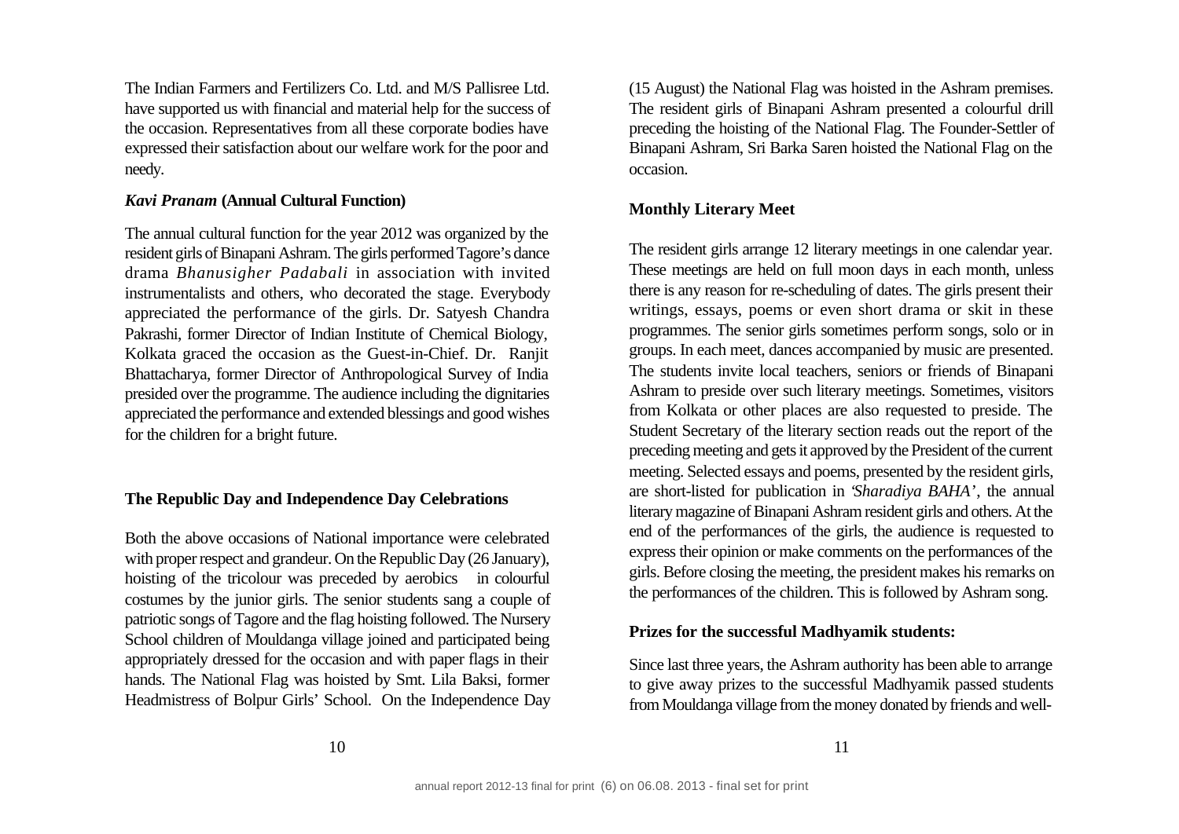The Indian Farmers and Fertilizers Co. Ltd. and M/S Pallisree Ltd. have supported us with financial and material help for the success of the occasion. Representatives from all these corporate bodies have expressed their satisfaction about our welfare work for the poor and needy.

### *Kavi Pranam* (Annual Cultural Function)

The annual cultural function for the year 2012 was organized by the resident girls of Binapani Ashram. The girls performed Tagore's dance drama *Bhanusigher Padabali* in association with invited instrumentalists and others, who decorated the stage. Everybody appreciated the performance of the girls. Dr. Satyesh Chandra Pakrashi, former Director of Indian Institute of Chemical Biology, Kolkata graced the occasion as the Guest-in-Chief. Dr. Ranjit Bhattacharya, former Director of Anthropological Survey of India presided over the programme. The audience including the dignitaries appreciated the performance and extended blessings and good wishes for the children for a bright future.

### The Republic Day and Independence Day Celebrations

Both the above occasions of National importance were celebrated with proper respect and grandeur. On the Republic Day (26 January), hoisting of the tricolour was preceded by aerobics in colourful costumes by the junior girls. The senior students sang a couple of patriotic songs of Tagore and the flag hoisting followed. The Nursery School children of Mouldanga village joined and participated being appropriately dressed for the occasion and with paper flags in their hands. The National Flag was hoisted by Smt. Lila Baksi, former Headmistress of Bolpur Girls' School. On the Independence Day (15 August) the National Flag was hoisted in the Ashram premises. The resident girls of Binapani Ashram presented a colourful drill preceding the hoisting of the National Flag. The Founder-Settler of Binapani Ashram, Sri Barka Saren hoisted the National Flag on the occasion.

### Monthly Literary Meet

The resident girls arrange 12 literary meetings in one calendar year. These meetings are held on full moon days in each month, unless there is any reason for re-scheduling of dates. The girls present their writings, essays, poems or even short drama or skit in these programmes. The senior girls sometimes perform songs, solo or in groups. In each meet, dances accompanied by music are presented. The students invite local teachers, seniors or friends of Binapani Ashram to preside over such literary meetings. Sometimes, visitors from Kolkata or other places are also requested to preside. The Student Secretary of the literary section reads out the report of the preceding meeting and gets it approved by the President of the current meeting. Selected essays and poems, presented by the resident girls, are short-listed for publication in '*Sharadiya BAHA*', the annual literary magazine of Binapani Ashram resident girls and others. At the end of the performances of the girls, the audience is requested to express their opinion or make comments on the performances of the girls. Before closing the meeting, the president makes his remarks on the performances of the children. This is followed by Ashram song.

### Prizes for the successful Madhyamik students:

Since last three years, the Ashram authority has been able to arrange to give away prizes to the successful Madhyamik passed students from Mouldanga village from the money donated by friends and well-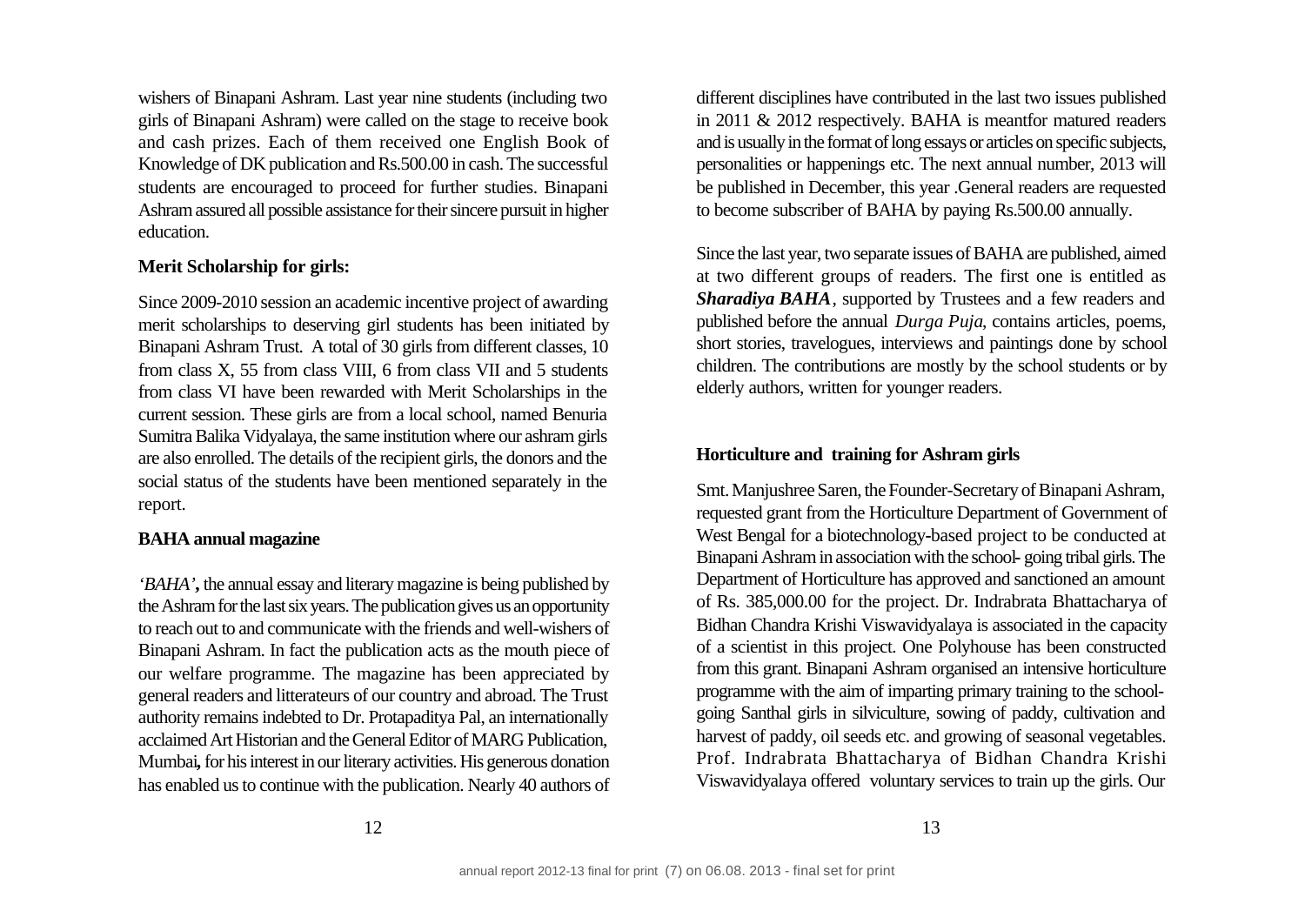wishers of Binapani Ashram. Last year nine students (including two girls of Binapani Ashram) were called on the stage to receive book and cash prizes. Each of them received one English Book of Knowledge of DK publication and Rs.500.00 in cash. The successful students are encouraged to proceed for further studies. Binapani Ashram assured all possible assistance for their sincere pursuit in higher education.

**Merit Scholarship for girls:**

Since 2009-2010 session an academic incentive project of awarding merit scholarships to deserving girl students has been initiated by Binapani Ashram Trust. A total of 30 girls from different classes, 10 from class X, 55 from class VIII, 6 from class VII and 5 students from class VI have been rewarded with Merit Scholarships in the current session. These girls are from a local school, named Benuria Sumitra Balika Vidyalaya, the same institution where our ashram girls are also enrolled. The details of the recipient girls, the donors and the social status of the students have been mentioned separately in the report.

**BAHA annual magazine**

*'BAHA'*, the annual essay and literary magazine is being published by the Ashram for the last six years. The publication gives us an opportunity to reach out to and communicate with the friends and well-wishers of Binapani Ashram. In fact the publication acts as the mouth piece of our welfare programme. The magazine has been appreciated by general readers and litterateurs of our country and abroad. The Trust authority remains indebted to Dr. Protapaditya Pal, an internationally acclaimed Art Historian and the General Editor of MARG Publication, Mumbai, for his interest in our literary activities. His generous donation has enabled us to continue with the publication. Nearly 40 authors of different disciplines have contributed in the last two issues published in 2011 & 2012 respectively. BAHA is meantfor matured readers and is usually in the format of long essays or articles on specific subjects, personalities or happenings etc. The next annual number, 2013 will be published in December, this year .General readers are requested to become subscriber of BAHA by paying Rs.500.00 annually.

Since the last year, two separate issues of BAHA are published, aimed at two different groups of readers. The first one is entitled as ***Sharadiya BAHA***, supported by Trustees and a few readers and published before the annual *Durga Puja*, contains articles, poems, short stories, travelogues, interviews and paintings done by school children. The contributions are mostly by the school students or by elderly authors, written for younger readers.

**Horticulture and training for Ashram girls**

Smt. Manjushree Saren, the Founder-Secretary of Binapani Ashram, requested grant from the Horticulture Department of Government of West Bengal for a biotechnology-based project to be conducted at Binapani Ashram in association with the school- going tribal girls. The Department of Horticulture has approved and sanctioned an amount of Rs. 385,000.00 for the project. Dr. Indrabrata Bhattacharya of Bidhan Chandra Krishi Viswavidyalaya is associated in the capacity of a scientist in this project. One Polyhouse has been constructed from this grant. Binapani Ashram organised an intensive horticulture programme with the aim of imparting primary training to the school-going Santhal girls in silviculture, sowing of paddy, cultivation and harvest of paddy, oil seeds etc. and growing of seasonal vegetables. Prof. Indrabrata Bhattacharya of Bidhan Chandra Krishi Viswavidyalaya offered voluntary services to train up the girls. Our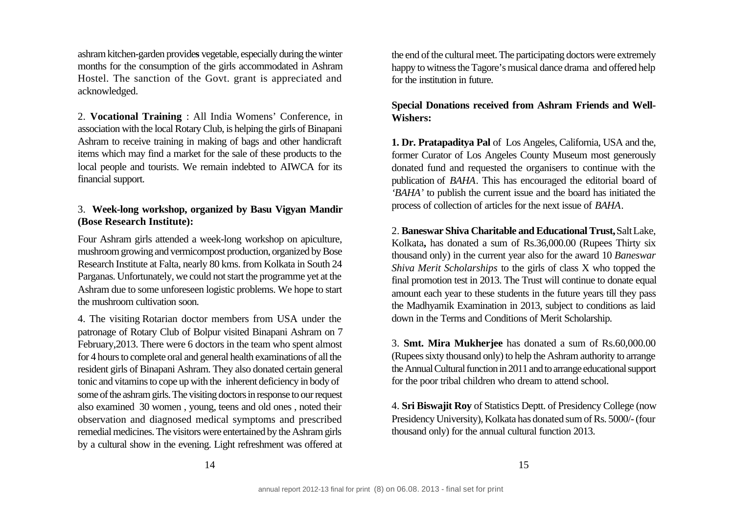ashram kitchen-garden provides vegetable, especially during the winter months for the consumption of the girls accommodated in Ashram Hostel. The sanction of the Govt. grant is appreciated and acknowledged.

2. **Vocational Training** : All India Womens' Conference, in association with the local Rotary Club, is helping the girls of Binapani Ashram to receive training in making of bags and other handicraft items which may find a market for the sale of these products to the local people and tourists. We remain indebted to AIWCA for its financial support.

3. **Week-long workshop, organized by Basu Vigyan Mandir (Bose Research Institute):**

Four Ashram girls attended a week-long workshop on apiculture, mushroom growing and vermicompost production, organized by Bose Research Institute at Falta, nearly 80 kms. from Kolkata in South 24 Parganas. Unfortunately, we could not start the programme yet at the Ashram due to some unforeseen logistic problems. We hope to start the mushroom cultivation soon.

4. The visiting Rotarian doctor members from USA under the patronage of Rotary Club of Bolpur visited Binapani Ashram on 7 February,2013. There were 6 doctors in the team who spent almost for 4 hours to complete oral and general health examinations of all the resident girls of Binapani Ashram. They also donated certain general tonic and vitamins to cope up with the inherent deficiency in body of some of the ashram girls. The visiting doctors in response to our request also examined 30 women , young, teens and old ones , noted their observation and diagnosed medical symptoms and prescribed remedial medicines. The visitors were entertained by the Ashram girls by a cultural show in the evening. Light refreshment was offered at the end of the cultural meet. The participating doctors were extremely happy to witness the Tagore's musical dance drama and offered help for the institution in future.

**Special Donations received from Ashram Friends and Well-Wishers:**

**1. Dr. Pratapaditya Pal** of Los Angeles, California, USA and the, former Curator of Los Angeles County Museum most generously donated fund and requested the organisers to continue with the publication of *BAHA*. This has encouraged the editorial board of *'BAHA'* to publish the current issue and the board has initiated the process of collection of articles for the next issue of *BAHA*.

2. **Baneswar Shiva Charitable and Educational Trust,** Salt Lake, Kolkata**,** has donated a sum of Rs.36,000.00 (Rupees Thirty six thousand only) in the current year also for the award 10 *Baneswar Shiva Merit Scholarships* to the girls of class X who topped the final promotion test in 2013. The Trust will continue to donate equal amount each year to these students in the future years till they pass the Madhyamik Examination in 2013, subject to conditions as laid down in the Terms and Conditions of Merit Scholarship.

3. **Smt. Mira Mukherjee** has donated a sum of Rs.60,000.00 (Rupees sixty thousand only) to help the Ashram authority to arrange the Annual Cultural function in 2011 and to arrange educational support for the poor tribal children who dream to attend school.

4. **Sri Biswajit Roy** of Statistics Deptt. of Presidency College (now Presidency University), Kolkata has donated sum of Rs. 5000/- (four thousand only) for the annual cultural function 2013.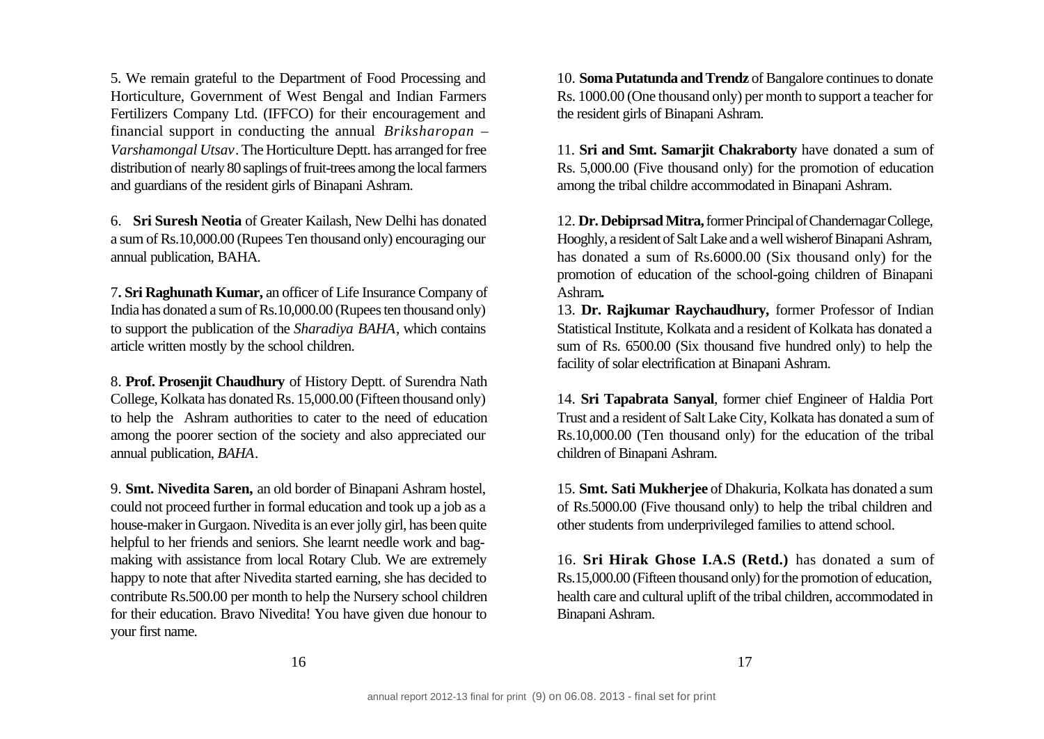5. We remain grateful to the Department of Food Processing and Horticulture, Government of West Bengal and Indian Farmers Fertilizers Company Ltd. (IFFCO) for their encouragement and financial support in conducting the annual *Briksharopan – Varshamongal Utsav*. The Horticulture Deptt. has arranged for free distribution of nearly 80 saplings of fruit-trees among the local farmers and guardians of the resident girls of Binapani Ashram.

6. **Sri Suresh Neotia** of Greater Kailash, New Delhi has donated a sum of Rs.10,000.00 (Rupees Ten thousand only) encouraging our annual publication, BAHA.

7**. Sri Raghunath Kumar,** an officer of Life Insurance Company of India has donated a sum of Rs.10,000.00 (Rupees ten thousand only) to support the publication of the *Sharadiya BAHA*, which contains article written mostly by the school children.

8. **Prof. Prosenjit Chaudhury** of History Deptt. of Surendra Nath College, Kolkata has donated Rs. 15,000.00 (Fifteen thousand only) to help the Ashram authorities to cater to the need of education among the poorer section of the society and also appreciated our annual publication, *BAHA*.

9. **Smt. Nivedita Saren,** an old border of Binapani Ashram hostel, could not proceed further in formal education and took up a job as a house-maker in Gurgaon. Nivedita is an ever jolly girl, has been quite helpful to her friends and seniors. She learnt needle work and bag-making with assistance from local Rotary Club. We are extremely happy to note that after Nivedita started earning, she has decided to contribute Rs.500.00 per month to help the Nursery school children for their education. Bravo Nivedita! You have given due honour to your first name.

10. **Soma Putatunda and Trendz** of Bangalore continues to donate Rs. 1000.00 (One thousand only) per month to support a teacher for the resident girls of Binapani Ashram.

11. **Sri and Smt. Samarjit Chakraborty** have donated a sum of Rs. 5,000.00 (Five thousand only) for the promotion of education among the tribal childre accommodated in Binapani Ashram.

12. **Dr. Debiprsad Mitra,** former Principal of Chandernagar College, Hooghly, a resident of Salt Lake and a well wisherof Binapani Ashram, has donated a sum of Rs.6000.00 (Six thousand only) for the promotion of education of the school-going children of Binapani Ashram**.**

13. **Dr. Rajkumar Raychaudhury,** former Professor of Indian Statistical Institute, Kolkata and a resident of Kolkata has donated a sum of Rs. 6500.00 (Six thousand five hundred only) to help the facility of solar electrification at Binapani Ashram.

14. **Sri Tapabrata Sanyal**, former chief Engineer of Haldia Port Trust and a resident of Salt Lake City, Kolkata has donated a sum of Rs.10,000.00 (Ten thousand only) for the education of the tribal children of Binapani Ashram.

15. **Smt. Sati Mukherjee** of Dhakuria, Kolkata has donated a sum of Rs.5000.00 (Five thousand only) to help the tribal children and other students from underprivileged families to attend school.

16. **Sri Hirak Ghose I.A.S (Retd.)** has donated a sum of Rs.15,000.00 (Fifteen thousand only) for the promotion of education, health care and cultural uplift of the tribal children, accommodated in Binapani Ashram.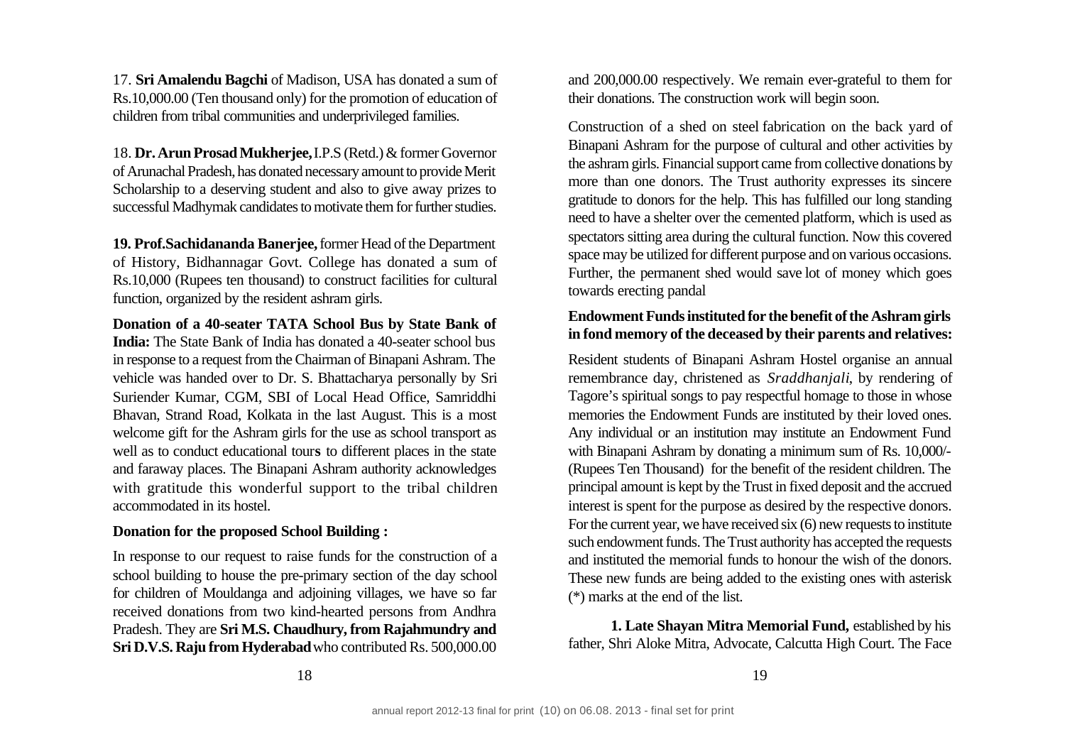17. **Sri Amalendu Bagchi** of Madison, USA has donated a sum of Rs.10,000.00 (Ten thousand only) for the promotion of education of children from tribal communities and underprivileged families.

18. **Dr. Arun Prosad Mukherjee,** I.P.S (Retd.) & former Governor of Arunachal Pradesh, has donated necessary amount to provide Merit Scholarship to a deserving student and also to give away prizes to successful Madhymak candidates to motivate them for further studies.

**19. Prof.Sachidananda Banerjee,** former Head of the Department of History, Bidhannagar Govt. College has donated a sum of Rs.10,000 (Rupees ten thousand) to construct facilities for cultural function, organized by the resident ashram girls.

**Donation of a 40-seater TATA School Bus by State Bank of India:** The State Bank of India has donated a 40-seater school bus in response to a request from the Chairman of Binapani Ashram. The vehicle was handed over to Dr. S. Bhattacharya personally by Sri Suriender Kumar, CGM, SBI of Local Head Office, Samriddhi Bhavan, Strand Road, Kolkata in the last August. This is a most welcome gift for the Ashram girls for the use as school transport as well as to conduct educational tours to different places in the state and faraway places. The Binapani Ashram authority acknowledges with gratitude this wonderful support to the tribal children accommodated in its hostel.

**Donation for the proposed School Building :**

In response to our request to raise funds for the construction of a school building to house the pre-primary section of the day school for children of Mouldanga and adjoining villages, we have so far received donations from two kind-hearted persons from Andhra Pradesh. They are **Sri M.S. Chaudhury, from Rajahmundry and Sri D.V.S. Raju from Hyderabad** who contributed Rs. 500,000.00 and 200,000.00 respectively. We remain ever-grateful to them for their donations. The construction work will begin soon.

Construction of a shed on steel fabrication on the back yard of Binapani Ashram for the purpose of cultural and other activities by the ashram girls. Financial support came from collective donations by more than one donors. The Trust authority expresses its sincere gratitude to donors for the help. This has fulfilled our long standing need to have a shelter over the cemented platform, which is used as spectators sitting area during the cultural function. Now this covered space may be utilized for different purpose and on various occasions. Further, the permanent shed would save lot of money which goes towards erecting pandal

**Endowment Funds instituted for the benefit of the Ashram girls in fond memory of the deceased by their parents and relatives:**

Resident students of Binapani Ashram Hostel organise an annual remembrance day, christened as *Sraddhanjali*, by rendering of Tagore's spiritual songs to pay respectful homage to those in whose memories the Endowment Funds are instituted by their loved ones. Any individual or an institution may institute an Endowment Fund with Binapani Ashram by donating a minimum sum of Rs. 10,000/- (Rupees Ten Thousand) for the benefit of the resident children. The principal amount is kept by the Trust in fixed deposit and the accrued interest is spent for the purpose as desired by the respective donors. For the current year, we have received six (6) new requests to institute such endowment funds. The Trust authority has accepted the requests and instituted the memorial funds to honour the wish of the donors. These new funds are being added to the existing ones with asterisk (*) marks at the end of the list.

**1. Late Shayan Mitra Memorial Fund,** established by his father, Shri Aloke Mitra, Advocate, Calcutta High Court. The Face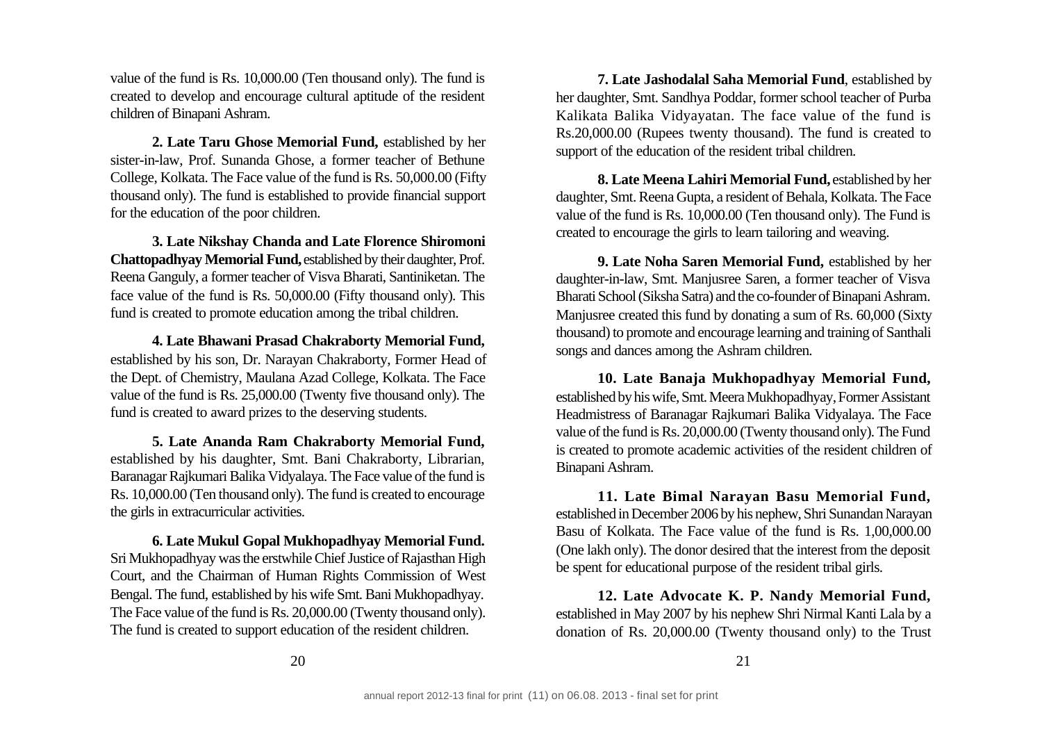value of the fund is Rs. 10,000.00 (Ten thousand only). The fund is created to develop and encourage cultural aptitude of the resident children of Binapani Ashram.

**2. Late Taru Ghose Memorial Fund,** established by her sister-in-law, Prof. Sunanda Ghose, a former teacher of Bethune College, Kolkata. The Face value of the fund is Rs. 50,000.00 (Fifty thousand only). The fund is established to provide financial support for the education of the poor children.

**3. Late Nikshay Chanda and Late Florence Shiromoni Chattopadhyay Memorial Fund,** established by their daughter, Prof. Reena Ganguly, a former teacher of Visva Bharati, Santiniketan. The face value of the fund is Rs. 50,000.00 (Fifty thousand only). This fund is created to promote education among the tribal children.

**4. Late Bhawani Prasad Chakraborty Memorial Fund,** established by his son, Dr. Narayan Chakraborty, Former Head of the Dept. of Chemistry, Maulana Azad College, Kolkata. The Face value of the fund is Rs. 25,000.00 (Twenty five thousand only). The fund is created to award prizes to the deserving students.

**5. Late Ananda Ram Chakraborty Memorial Fund,** established by his daughter, Smt. Bani Chakraborty, Librarian, Baranagar Rajkumari Balika Vidyalaya. The Face value of the fund is Rs. 10,000.00 (Ten thousand only). The fund is created to encourage the girls in extracurricular activities.

**6. Late Mukul Gopal Mukhopadhyay Memorial Fund.** Sri Mukhopadhyay was the erstwhile Chief Justice of Rajasthan High Court, and the Chairman of Human Rights Commission of West Bengal. The fund, established by his wife Smt. Bani Mukhopadhyay. The Face value of the fund is Rs. 20,000.00 (Twenty thousand only). The fund is created to support education of the resident children.

**7. Late Jashodalal Saha Memorial Fund**, established by her daughter, Smt. Sandhya Poddar, former school teacher of Purba Kalikata Balika Vidyayatan. The face value of the fund is Rs.20,000.00 (Rupees twenty thousand). The fund is created to support of the education of the resident tribal children.

**8. Late Meena Lahiri Memorial Fund,** established by her daughter, Smt. Reena Gupta, a resident of Behala, Kolkata. The Face value of the fund is Rs. 10,000.00 (Ten thousand only). The Fund is created to encourage the girls to learn tailoring and weaving.

**9. Late Noha Saren Memorial Fund,** established by her daughter-in-law, Smt. Manjusree Saren, a former teacher of Visva Bharati School (Siksha Satra) and the co-founder of Binapani Ashram. Manjusree created this fund by donating a sum of Rs. 60,000 (Sixty thousand) to promote and encourage learning and training of Santhali songs and dances among the Ashram children.

**10. Late Banaja Mukhopadhyay Memorial Fund,** established by his wife, Smt. Meera Mukhopadhyay, Former Assistant Headmistress of Baranagar Rajkumari Balika Vidyalaya. The Face value of the fund is Rs. 20,000.00 (Twenty thousand only). The Fund is created to promote academic activities of the resident children of Binapani Ashram.

**11. Late Bimal Narayan Basu Memorial Fund,** established in December 2006 by his nephew, Shri Sunandan Narayan Basu of Kolkata. The Face value of the fund is Rs. 1,00,000.00 (One lakh only). The donor desired that the interest from the deposit be spent for educational purpose of the resident tribal girls.

**12. Late Advocate K. P. Nandy Memorial Fund,** established in May 2007 by his nephew Shri Nirmal Kanti Lala by a donation of Rs. 20,000.00 (Twenty thousand only) to the Trust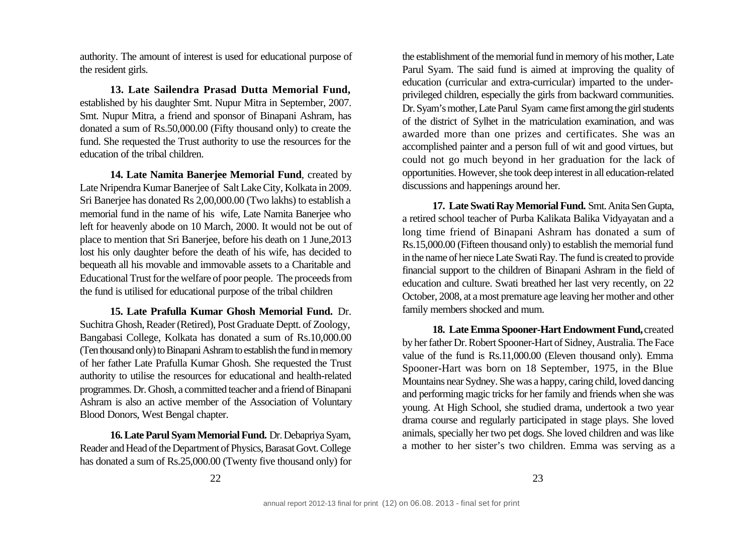authority. The amount of interest is used for educational purpose of the resident girls.

**13. Late Sailendra Prasad Dutta Memorial Fund,** established by his daughter Smt. Nupur Mitra in September, 2007. Smt. Nupur Mitra, a friend and sponsor of Binapani Ashram, has donated a sum of Rs.50,000.00 (Fifty thousand only) to create the fund. She requested the Trust authority to use the resources for the education of the tribal children.

**14. Late Namita Banerjee Memorial Fund**, created by Late Nripendra Kumar Banerjee of Salt Lake City, Kolkata in 2009. Sri Banerjee has donated Rs 2,00,000.00 (Two lakhs) to establish a memorial fund in the name of his wife, Late Namita Banerjee who left for heavenly abode on 10 March, 2000. It would not be out of place to mention that Sri Banerjee, before his death on 1 June,2013 lost his only daughter before the death of his wife, has decided to bequeath all his movable and immovable assets to a Charitable and Educational Trust for the welfare of poor people. The proceeds from the fund is utilised for educational purpose of the tribal children

**15. Late Prafulla Kumar Ghosh Memorial Fund.** Dr. Suchitra Ghosh, Reader (Retired), Post Graduate Deptt. of Zoology, Bangabasi College, Kolkata has donated a sum of Rs.10,000.00 (Ten thousand only) to Binapani Ashram to establish the fund in memory of her father Late Prafulla Kumar Ghosh. She requested the Trust authority to utilise the resources for educational and health-related programmes. Dr. Ghosh, a committed teacher and a friend of Binapani Ashram is also an active member of the Association of Voluntary Blood Donors, West Bengal chapter.

**16. Late Parul Syam Memorial Fund.** Dr. Debapriya Syam, Reader and Head of the Department of Physics, Barasat Govt. College has donated a sum of Rs.25,000.00 (Twenty five thousand only) for the establishment of the memorial fund in memory of his mother, Late Parul Syam. The said fund is aimed at improving the quality of education (curricular and extra-curricular) imparted to the under-privileged children, especially the girls from backward communities. Dr. Syam's mother, Late Parul Syam came first among the girl students of the district of Sylhet in the matriculation examination, and was awarded more than one prizes and certificates. She was an accomplished painter and a person full of wit and good virtues, but could not go much beyond in her graduation for the lack of opportunities. However, she took deep interest in all education-related discussions and happenings around her.

**17. Late Swati Ray Memorial Fund.** Smt. Anita Sen Gupta, a retired school teacher of Purba Kalikata Balika Vidyayatan and a long time friend of Binapani Ashram has donated a sum of Rs.15,000.00 (Fifteen thousand only) to establish the memorial fund in the name of her niece Late Swati Ray. The fund is created to provide financial support to the children of Binapani Ashram in the field of education and culture. Swati breathed her last very recently, on 22 October, 2008, at a most premature age leaving her mother and other family members shocked and mum.

**18. Late Emma Spooner-Hart Endowment Fund,** created by her father Dr. Robert Spooner-Hart of Sidney, Australia. The Face value of the fund is Rs.11,000.00 (Eleven thousand only). Emma Spooner-Hart was born on 18 September, 1975, in the Blue Mountains near Sydney. She was a happy, caring child, loved dancing and performing magic tricks for her family and friends when she was young. At High School, she studied drama, undertook a two year drama course and regularly participated in stage plays. She loved animals, specially her two pet dogs. She loved children and was like a mother to her sister's two children. Emma was serving as a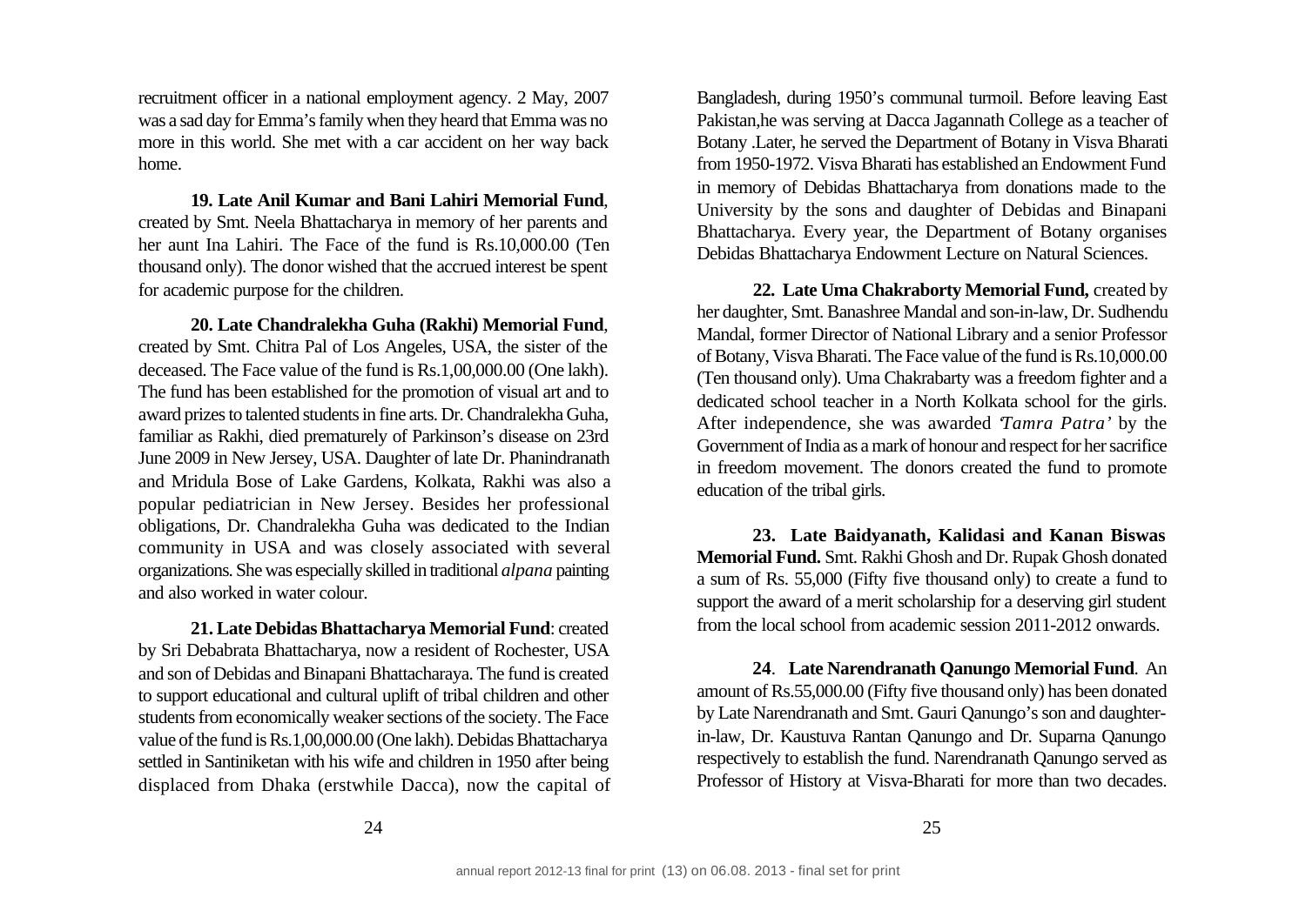recruitment officer in a national employment agency. 2 May, 2007 was a sad day for Emma's family when they heard that Emma was no more in this world. She met with a car accident on her way back home.

**19. Late Anil Kumar and Bani Lahiri Memorial Fund**, created by Smt. Neela Bhattacharya in memory of her parents and her aunt Ina Lahiri. The Face of the fund is Rs.10,000.00 (Ten thousand only). The donor wished that the accrued interest be spent for academic purpose for the children.

**20. Late Chandralekha Guha (Rakhi) Memorial Fund**, created by Smt. Chitra Pal of Los Angeles, USA, the sister of the deceased. The Face value of the fund is Rs.1,00,000.00 (One lakh). The fund has been established for the promotion of visual art and to award prizes to talented students in fine arts. Dr. Chandralekha Guha, familiar as Rakhi, died prematurely of Parkinson's disease on 23rd June 2009 in New Jersey, USA. Daughter of late Dr. Phanindranath and Mridula Bose of Lake Gardens, Kolkata, Rakhi was also a popular pediatrician in New Jersey. Besides her professional obligations, Dr. Chandralekha Guha was dedicated to the Indian community in USA and was closely associated with several organizations. She was especially skilled in traditional *alpana* painting and also worked in water colour.

**21. Late Debidas Bhattacharya Memorial Fund**: created by Sri Debabrata Bhattacharya, now a resident of Rochester, USA and son of Debidas and Binapani Bhattacharaya. The fund is created to support educational and cultural uplift of tribal children and other students from economically weaker sections of the society. The Face value of the fund is Rs.1,00,000.00 (One lakh). Debidas Bhattacharya settled in Santiniketan with his wife and children in 1950 after being displaced from Dhaka (erstwhile Dacca), now the capital of Bangladesh, during 1950's communal turmoil. Before leaving East Pakistan,he was serving at Dacca Jagannath College as a teacher of Botany .Later, he served the Department of Botany in Visva Bharati from 1950-1972. Visva Bharati has established an Endowment Fund in memory of Debidas Bhattacharya from donations made to the University by the sons and daughter of Debidas and Binapani Bhattacharya. Every year, the Department of Botany organises Debidas Bhattacharya Endowment Lecture on Natural Sciences.

**22. Late Uma Chakraborty Memorial Fund,** created by her daughter, Smt. Banashree Mandal and son-in-law, Dr. Sudhendu Mandal, former Director of National Library and a senior Professor of Botany, Visva Bharati. The Face value of the fund is Rs.10,000.00 (Ten thousand only). Uma Chakrabarty was a freedom fighter and a dedicated school teacher in a North Kolkata school for the girls. After independence, she was awarded *'Tamra Patra'* by the Government of India as a mark of honour and respect for her sacrifice in freedom movement. The donors created the fund to promote education of the tribal girls.

**23. Late Baidyanath, Kalidasi and Kanan Biswas Memorial Fund.** Smt. Rakhi Ghosh and Dr. Rupak Ghosh donated a sum of Rs. 55,000 (Fifty five thousand only) to create a fund to support the award of a merit scholarship for a deserving girl student from the local school from academic session 2011-2012 onwards.

**24**. **Late Narendranath Qanungo Memorial Fund**. An amount of Rs.55,000.00 (Fifty five thousand only) has been donated by Late Narendranath and Smt. Gauri Qanungo's son and daughter-in-law, Dr. Kaustuva Rantan Qanungo and Dr. Suparna Qanungo respectively to establish the fund. Narendranath Qanungo served as Professor of History at Visva-Bharati for more than two decades.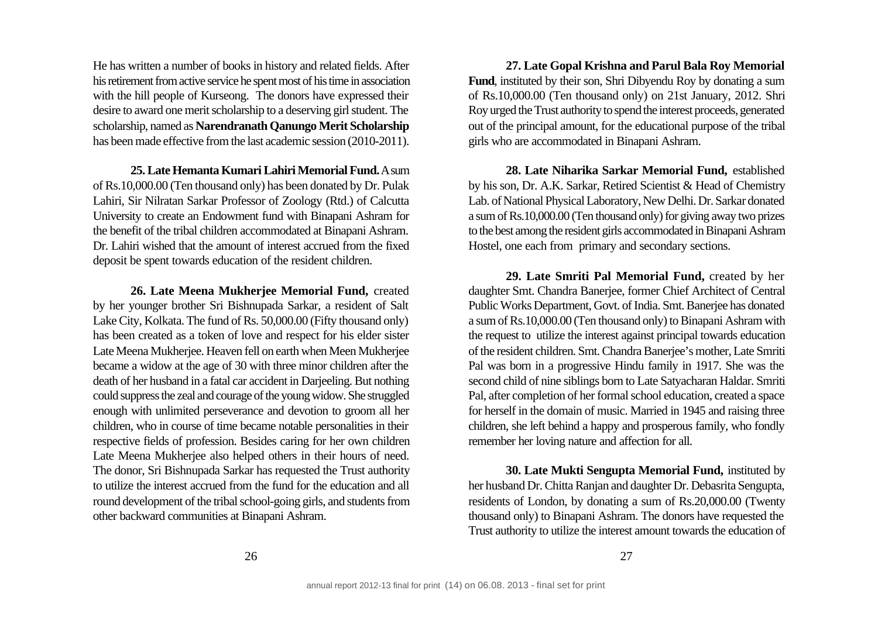He has written a number of books in history and related fields. After his retirement from active service he spent most of his time in association with the hill people of Kurseong. The donors have expressed their desire to award one merit scholarship to a deserving girl student. The scholarship, named as **Narendranath Qanungo Merit Scholarship** has been made effective from the last academic session (2010-2011).

**25. Late Hemanta Kumari Lahiri Memorial Fund.** A sum of Rs.10,000.00 (Ten thousand only) has been donated by Dr. Pulak Lahiri, Sir Nilratan Sarkar Professor of Zoology (Rtd.) of Calcutta University to create an Endowment fund with Binapani Ashram for the benefit of the tribal children accommodated at Binapani Ashram. Dr. Lahiri wished that the amount of interest accrued from the fixed deposit be spent towards education of the resident children.

**26. Late Meena Mukherjee Memorial Fund,** created by her younger brother Sri Bishnupada Sarkar, a resident of Salt Lake City, Kolkata. The fund of Rs. 50,000.00 (Fifty thousand only) has been created as a token of love and respect for his elder sister Late Meena Mukherjee. Heaven fell on earth when Meen Mukherjee became a widow at the age of 30 with three minor children after the death of her husband in a fatal car accident in Darjeeling. But nothing could suppress the zeal and courage of the young widow. She struggled enough with unlimited perseverance and devotion to groom all her children, who in course of time became notable personalities in their respective fields of profession. Besides caring for her own children Late Meena Mukherjee also helped others in their hours of need. The donor, Sri Bishnupada Sarkar has requested the Trust authority to utilize the interest accrued from the fund for the education and all round development of the tribal school-going girls, and students from other backward communities at Binapani Ashram.

**27. Late Gopal Krishna and Parul Bala Roy Memorial Fund**, instituted by their son, Shri Dibyendu Roy by donating a sum of Rs.10,000.00 (Ten thousand only) on 21st January, 2012. Shri Roy urged the Trust authority to spend the interest proceeds, generated out of the principal amount, for the educational purpose of the tribal girls who are accommodated in Binapani Ashram.

**28. Late Niharika Sarkar Memorial Fund,** established by his son, Dr. A.K. Sarkar, Retired Scientist & Head of Chemistry Lab. of National Physical Laboratory, New Delhi. Dr. Sarkar donated a sum of Rs.10,000.00 (Ten thousand only) for giving away two prizes to the best among the resident girls accommodated in Binapani Ashram Hostel, one each from primary and secondary sections.

**29. Late Smriti Pal Memorial Fund,** created by her daughter Smt. Chandra Banerjee, former Chief Architect of Central Public Works Department, Govt. of India. Smt. Banerjee has donated a sum of Rs.10,000.00 (Ten thousand only) to Binapani Ashram with the request to utilize the interest against principal towards education of the resident children. Smt. Chandra Banerjee's mother, Late Smriti Pal was born in a progressive Hindu family in 1917. She was the second child of nine siblings born to Late Satyacharan Haldar. Smriti Pal, after completion of her formal school education, created a space for herself in the domain of music. Married in 1945 and raising three children, she left behind a happy and prosperous family, who fondly remember her loving nature and affection for all.

**30. Late Mukti Sengupta Memorial Fund,** instituted by her husband Dr. Chitta Ranjan and daughter Dr. Debasrita Sengupta, residents of London, by donating a sum of Rs.20,000.00 (Twenty thousand only) to Binapani Ashram. The donors have requested the Trust authority to utilize the interest amount towards the education of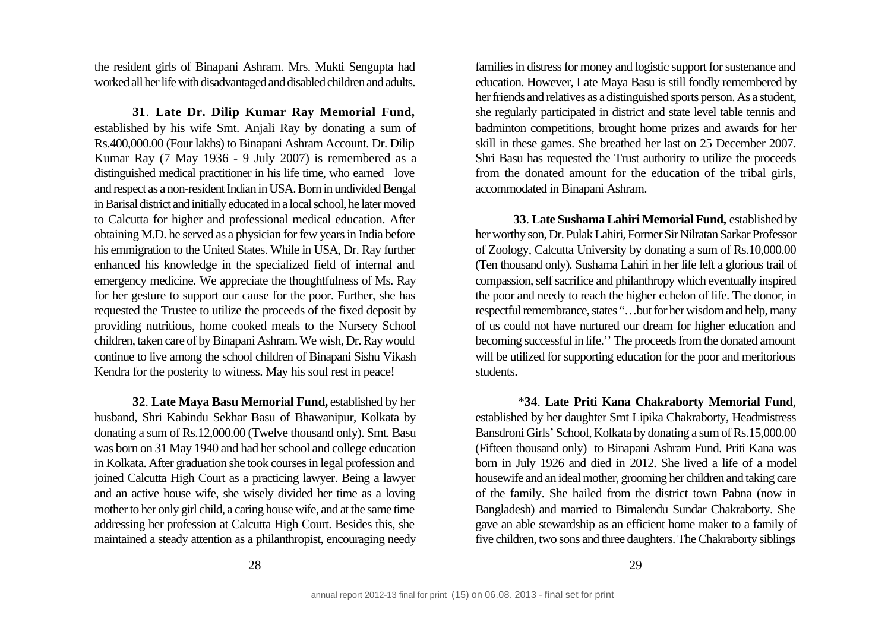the resident girls of Binapani Ashram. Mrs. Mukti Sengupta had worked all her life with disadvantaged and disabled children and adults.

**31**. **Late Dr. Dilip Kumar Ray Memorial Fund,** established by his wife Smt. Anjali Ray by donating a sum of Rs.400,000.00 (Four lakhs) to Binapani Ashram Account. Dr. Dilip Kumar Ray (7 May 1936 - 9 July 2007) is remembered as a distinguished medical practitioner in his life time, who earned love and respect as a non-resident Indian in USA. Born in undivided Bengal in Barisal district and initially educated in a local school, he later moved to Calcutta for higher and professional medical education. After obtaining M.D. he served as a physician for few years in India before his emmigration to the United States. While in USA, Dr. Ray further enhanced his knowledge in the specialized field of internal and emergency medicine. We appreciate the thoughtfulness of Ms. Ray for her gesture to support our cause for the poor. Further, she has requested the Trustee to utilize the proceeds of the fixed deposit by providing nutritious, home cooked meals to the Nursery School children, taken care of by Binapani Ashram. We wish, Dr. Ray would continue to live among the school children of Binapani Sishu Vikash Kendra for the posterity to witness. May his soul rest in peace!

**32**. **Late Maya Basu Memorial Fund,** established by her husband, Shri Kabindu Sekhar Basu of Bhawanipur, Kolkata by donating a sum of Rs.12,000.00 (Twelve thousand only). Smt. Basu was born on 31 May 1940 and had her school and college education in Kolkata. After graduation she took courses in legal profession and joined Calcutta High Court as a practicing lawyer. Being a lawyer and an active house wife, she wisely divided her time as a loving mother to her only girl child, a caring house wife, and at the same time addressing her profession at Calcutta High Court. Besides this, she maintained a steady attention as a philanthropist, encouraging needy families in distress for money and logistic support for sustenance and education. However, Late Maya Basu is still fondly remembered by her friends and relatives as a distinguished sports person. As a student, she regularly participated in district and state level table tennis and badminton competitions, brought home prizes and awards for her skill in these games. She breathed her last on 25 December 2007. Shri Basu has requested the Trust authority to utilize the proceeds from the donated amount for the education of the tribal girls, accommodated in Binapani Ashram.

**33**. **Late Sushama Lahiri Memorial Fund,** established by her worthy son, Dr. Pulak Lahiri, Former Sir Nilratan Sarkar Professor of Zoology, Calcutta University by donating a sum of Rs.10,000.00 (Ten thousand only). Sushama Lahiri in her life left a glorious trail of compassion, self sacrifice and philanthropy which eventually inspired the poor and needy to reach the higher echelon of life. The donor, in respectful remembrance, states "…but for her wisdom and help, many of us could not have nurtured our dream for higher education and becoming successful in life.'' The proceeds from the donated amount will be utilized for supporting education for the poor and meritorious students.

*__34__. **Late Priti Kana Chakraborty Memorial Fund**, established by her daughter Smt Lipika Chakraborty, Headmistress Bansdroni Girls' School, Kolkata by donating a sum of Rs.15,000.00 (Fifteen thousand only) to Binapani Ashram Fund. Priti Kana was born in July 1926 and died in 2012. She lived a life of a model housewife and an ideal mother, grooming her children and taking care of the family. She hailed from the district town Pabna (now in Bangladesh) and married to Bimalendu Sundar Chakraborty. She gave an able stewardship as an efficient home maker to a family of five children, two sons and three daughters. The Chakraborty siblings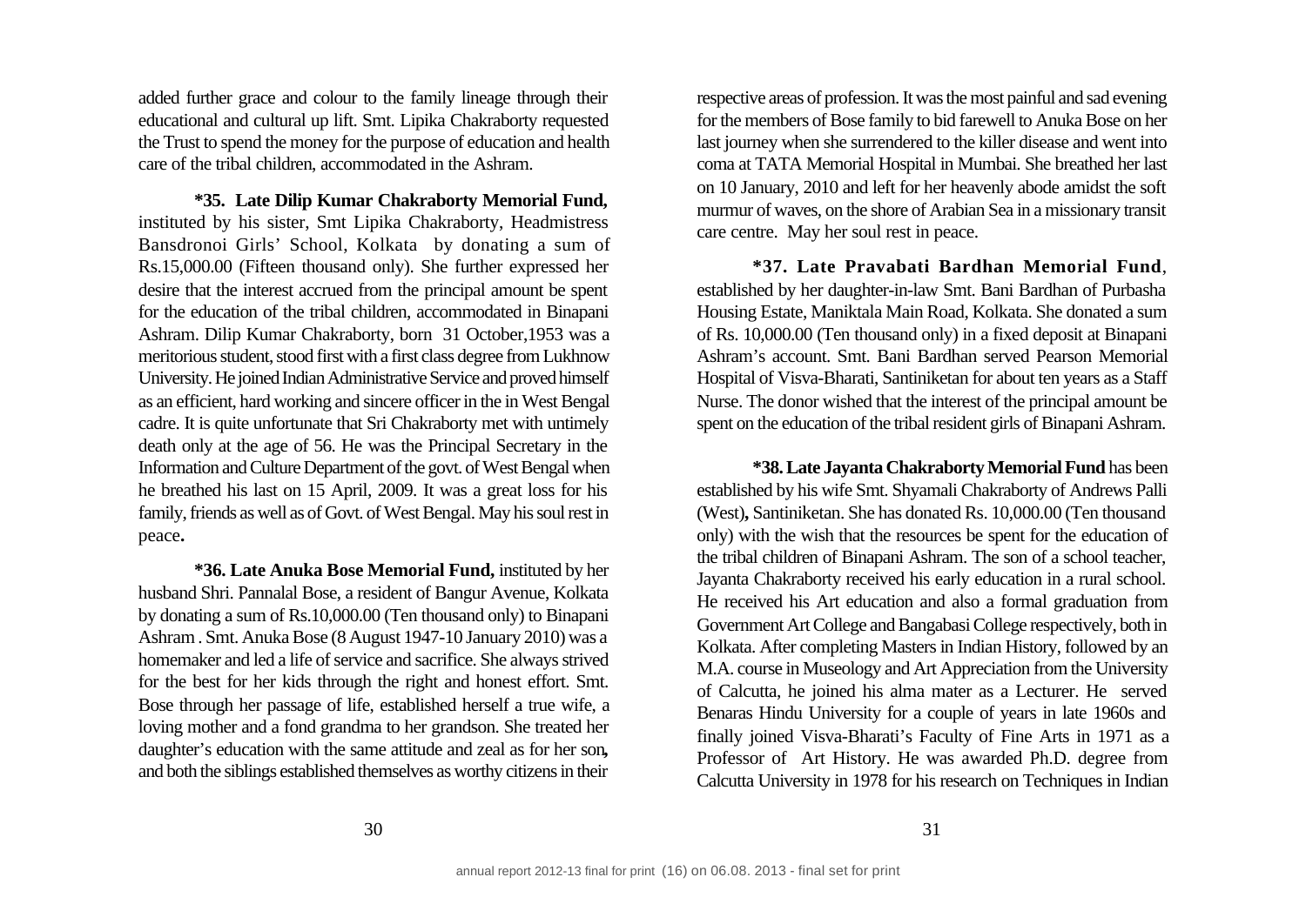added further grace and colour to the family lineage through their educational and cultural up lift. Smt. Lipika Chakraborty requested the Trust to spend the money for the purpose of education and health care of the tribal children, accommodated in the Ashram.

**\*35. Late Dilip Kumar Chakraborty Memorial Fund,** instituted by his sister, Smt Lipika Chakraborty, Headmistress Bansdronoi Girls' School, Kolkata by donating a sum of Rs.15,000.00 (Fifteen thousand only). She further expressed her desire that the interest accrued from the principal amount be spent for the education of the tribal children, accommodated in Binapani Ashram. Dilip Kumar Chakraborty, born 31 October,1953 was a meritorious student, stood first with a first class degree from Lukhnow University. He joined Indian Administrative Service and proved himself as an efficient, hard working and sincere officer in the in West Bengal cadre. It is quite unfortunate that Sri Chakraborty met with untimely death only at the age of 56. He was the Principal Secretary in the Information and Culture Department of the govt. of West Bengal when he breathed his last on 15 April, 2009. It was a great loss for his family, friends as well as of Govt. of West Bengal. May his soul rest in peace**.**

**\*36. Late Anuka Bose Memorial Fund,** instituted by her husband Shri. Pannalal Bose, a resident of Bangur Avenue, Kolkata by donating a sum of Rs.10,000.00 (Ten thousand only) to Binapani Ashram . Smt. Anuka Bose (8 August 1947-10 January 2010) was a homemaker and led a life of service and sacrifice. She always strived for the best for her kids through the right and honest effort. Smt. Bose through her passage of life, established herself a true wife, a loving mother and a fond grandma to her grandson. She treated her daughter's education with the same attitude and zeal as for her son**,** and both the siblings established themselves as worthy citizens in their respective areas of profession. It was the most painful and sad evening for the members of Bose family to bid farewell to Anuka Bose on her last journey when she surrendered to the killer disease and went into coma at TATA Memorial Hospital in Mumbai. She breathed her last on 10 January, 2010 and left for her heavenly abode amidst the soft murmur of waves, on the shore of Arabian Sea in a missionary transit care centre. May her soul rest in peace.

**\*37. Late Pravabati Bardhan Memorial Fund**, established by her daughter-in-law Smt. Bani Bardhan of Purbasha Housing Estate, Maniktala Main Road, Kolkata. She donated a sum of Rs. 10,000.00 (Ten thousand only) in a fixed deposit at Binapani Ashram's account. Smt. Bani Bardhan served Pearson Memorial Hospital of Visva-Bharati, Santiniketan for about ten years as a Staff Nurse. The donor wished that the interest of the principal amount be spent on the education of the tribal resident girls of Binapani Ashram.

**\*38. Late Jayanta Chakraborty Memorial Fund** has been established by his wife Smt. Shyamali Chakraborty of Andrews Palli (West)**,** Santiniketan. She has donated Rs. 10,000.00 (Ten thousand only) with the wish that the resources be spent for the education of the tribal children of Binapani Ashram. The son of a school teacher, Jayanta Chakraborty received his early education in a rural school. He received his Art education and also a formal graduation from Government Art College and Bangabasi College respectively, both in Kolkata. After completing Masters in Indian History, followed by an M.A. course in Museology and Art Appreciation from the University of Calcutta, he joined his alma mater as a Lecturer. He served Benaras Hindu University for a couple of years in late 1960s and finally joined Visva-Bharati's Faculty of Fine Arts in 1971 as a Professor of Art History. He was awarded Ph.D. degree from Calcutta University in 1978 for his research on Techniques in Indian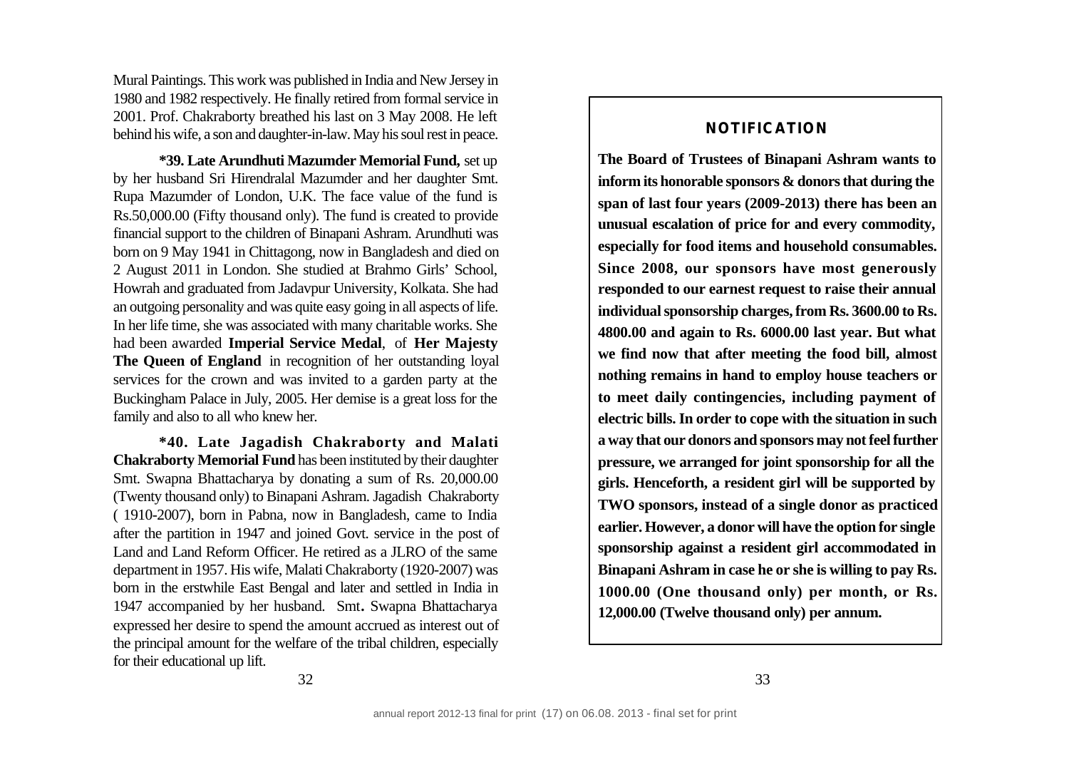Mural Paintings. This work was published in India and New Jersey in 1980 and 1982 respectively. He finally retired from formal service in 2001. Prof. Chakraborty breathed his last on 3 May 2008. He left behind his wife, a son and daughter-in-law. May his soul rest in peace.

**\*39. Late Arundhuti Mazumder Memorial Fund,** set up by her husband Sri Hirendralal Mazumder and her daughter Smt. Rupa Mazumder of London, U.K. The face value of the fund is Rs.50,000.00 (Fifty thousand only). The fund is created to provide financial support to the children of Binapani Ashram. Arundhuti was born on 9 May 1941 in Chittagong, now in Bangladesh and died on 2 August 2011 in London. She studied at Brahmo Girls' School, Howrah and graduated from Jadavpur University, Kolkata. She had an outgoing personality and was quite easy going in all aspects of life. In her life time, she was associated with many charitable works. She had been awarded **Imperial Service Medal**, of **Her Majesty The Queen of England** in recognition of her outstanding loyal services for the crown and was invited to a garden party at the Buckingham Palace in July, 2005. Her demise is a great loss for the family and also to all who knew her.

**\*40. Late Jagadish Chakraborty and Malati Chakraborty Memorial Fund** has been instituted by their daughter Smt. Swapna Bhattacharya by donating a sum of Rs. 20,000.00 (Twenty thousand only) to Binapani Ashram. Jagadish Chakraborty ( 1910-2007), born in Pabna, now in Bangladesh, came to India after the partition in 1947 and joined Govt. service in the post of Land and Land Reform Officer. He retired as a JLRO of the same department in 1957. His wife, Malati Chakraborty (1920-2007) was born in the erstwhile East Bengal and later and settled in India in 1947 accompanied by her husband. Smt**.** Swapna Bhattacharya expressed her desire to spend the amount accrued as interest out of the principal amount for the welfare of the tribal children, especially for their educational up lift.

## NOTIFICATION

**The Board of Trustees of Binapani Ashram wants to inform its honorable sponsors & donors that during the span of last four years (2009-2013) there has been an unusual escalation of price for and every commodity, especially for food items and household consumables. Since 2008, our sponsors have most generously responded to our earnest request to raise their annual individual sponsorship charges, from Rs. 3600.00 to Rs. 4800.00 and again to Rs. 6000.00 last year. But what we find now that after meeting the food bill, almost nothing remains in hand to employ house teachers or to meet daily contingencies, including payment of electric bills. In order to cope with the situation in such a way that our donors and sponsors may not feel further pressure, we arranged for joint sponsorship for all the girls. Henceforth, a resident girl will be supported by TWO sponsors, instead of a single donor as practiced earlier. However, a donor will have the option for single sponsorship against a resident girl accommodated in Binapani Ashram in case he or she is willing to pay Rs. 1000.00 (One thousand only) per month, or Rs. 12,000.00 (Twelve thousand only) per annum.**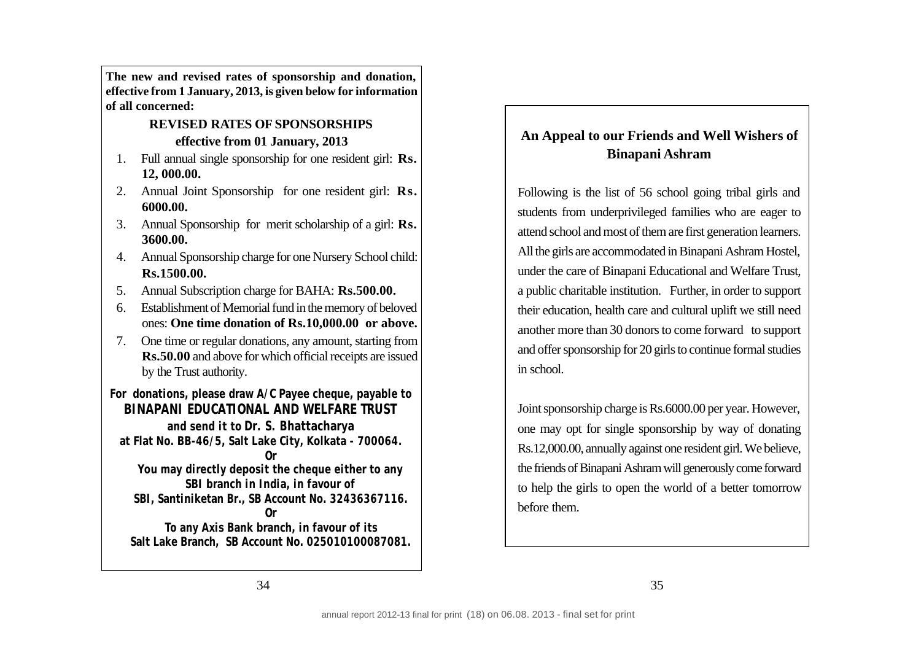**The new and revised rates of sponsorship and donation, effective from 1 January, 2013, is given below for information of all concerned:**

## REVISED RATES OF SPONSORSHIPS

### effective from 01 January, 2013

1. Full annual single sponsorship for one resident girl: **Rs. 12, 000.00.**
2. Annual Joint Sponsorship for one resident girl: **Rs. 6000.00.**
3. Annual Sponsorship for merit scholarship of a girl: **Rs. 3600.00.**
4. Annual Sponsorship charge for one Nursery School child: **Rs.1500.00.**
5. Annual Subscription charge for BAHA: **Rs.500.00.**
6. Establishment of Memorial fund in the memory of beloved ones: **One time donation of Rs.10,000.00 or above.**
7. One time or regular donations, any amount, starting from **Rs.50.00** and above for which official receipts are issued by the Trust authority.

**For donations, please draw A/C Payee cheque, payable to**
**BINAPANI EDUCATIONAL AND WELFARE TRUST**
**and send it to Dr. S. Bhattacharya**
**at Flat No. BB-46/5, Salt Lake City, Kolkata - 700064.**

**Or**

**You may directly deposit the cheque either to any SBI branch in India, in favour of**
**SBI, Santiniketan Br., SB Account No. 32436367116.**

**Or**

**To any Axis Bank branch, in favour of its**
**Salt Lake Branch, SB Account No. 025010100087081.**

## An Appeal to our Friends and Well Wishers of Binapani Ashram

Following is the list of 56 school going tribal girls and students from underprivileged families who are eager to attend school and most of them are first generation learners. All the girls are accommodated in Binapani Ashram Hostel, under the care of Binapani Educational and Welfare Trust, a public charitable institution. Further, in order to support their education, health care and cultural uplift we still need another more than 30 donors to come forward to support and offer sponsorship for 20 girls to continue formal studies in school.

Joint sponsorship charge is Rs.6000.00 per year. However, one may opt for single sponsorship by way of donating Rs.12,000.00, annually against one resident girl. We believe, the friends of Binapani Ashram will generously come forward to help the girls to open the world of a better tomorrow before them.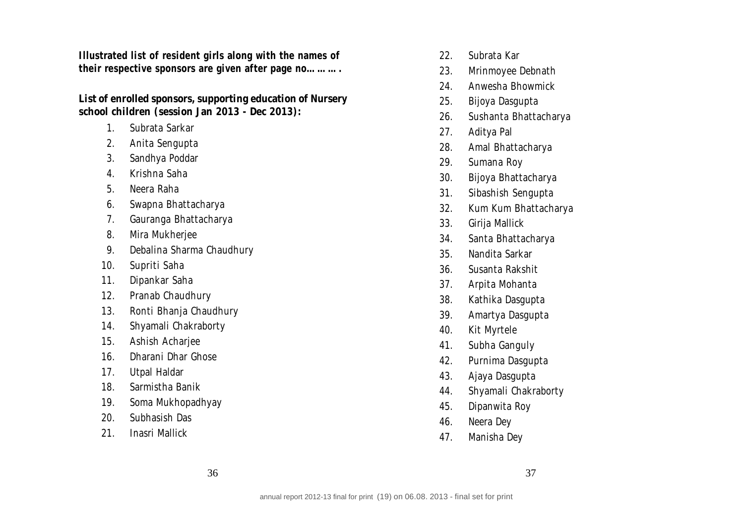**Illustrated list of resident girls along with the names of their respective sponsors are given after page no……….**

**List of enrolled sponsors, supporting education of Nursery school children (session Jan 2013 - Dec 2013):**

1. Subrata Sarkar
2. Anita Sengupta
3. Sandhya Poddar
4. Krishna Saha
5. Neera Raha
6. Swapna Bhattacharya
7. Gauranga Bhattacharya
8. Mira Mukherjee
9. Debalina Sharma Chaudhury
10. Supriti Saha
11. Dipankar Saha
12. Pranab Chaudhury
13. Ronti Bhanja Chaudhury
14. Shyamali Chakraborty
15. Ashish Acharjee
16. Dharani Dhar Ghose
17. Utpal Haldar
18. Sarmistha Banik
19. Soma Mukhopadhyay
20. Subhasish Das
21. Inasri Mallick
22. Subrata Kar
23. Mrinmoyee Debnath
24. Anwesha Bhowmick
25. Bijoya Dasgupta
26. Sushanta Bhattacharya
27. Aditya Pal
28. Amal Bhattacharya
29. Sumana Roy
30. Bijoya Bhattacharya
31. Sibashish Sengupta
32. Kum Kum Bhattacharya
33. Girija Mallick
34. Santa Bhattacharya
35. Nandita Sarkar
36. Susanta Rakshit
37. Arpita Mohanta
38. Kathika Dasgupta
39. Amartya Dasgupta
40. Kit Myrtele
41. Subha Ganguly
42. Purnima Dasgupta
43. Ajaya Dasgupta
44. Shyamali Chakraborty
45. Dipanwita Roy
46. Neera Dey
47. Manisha Dey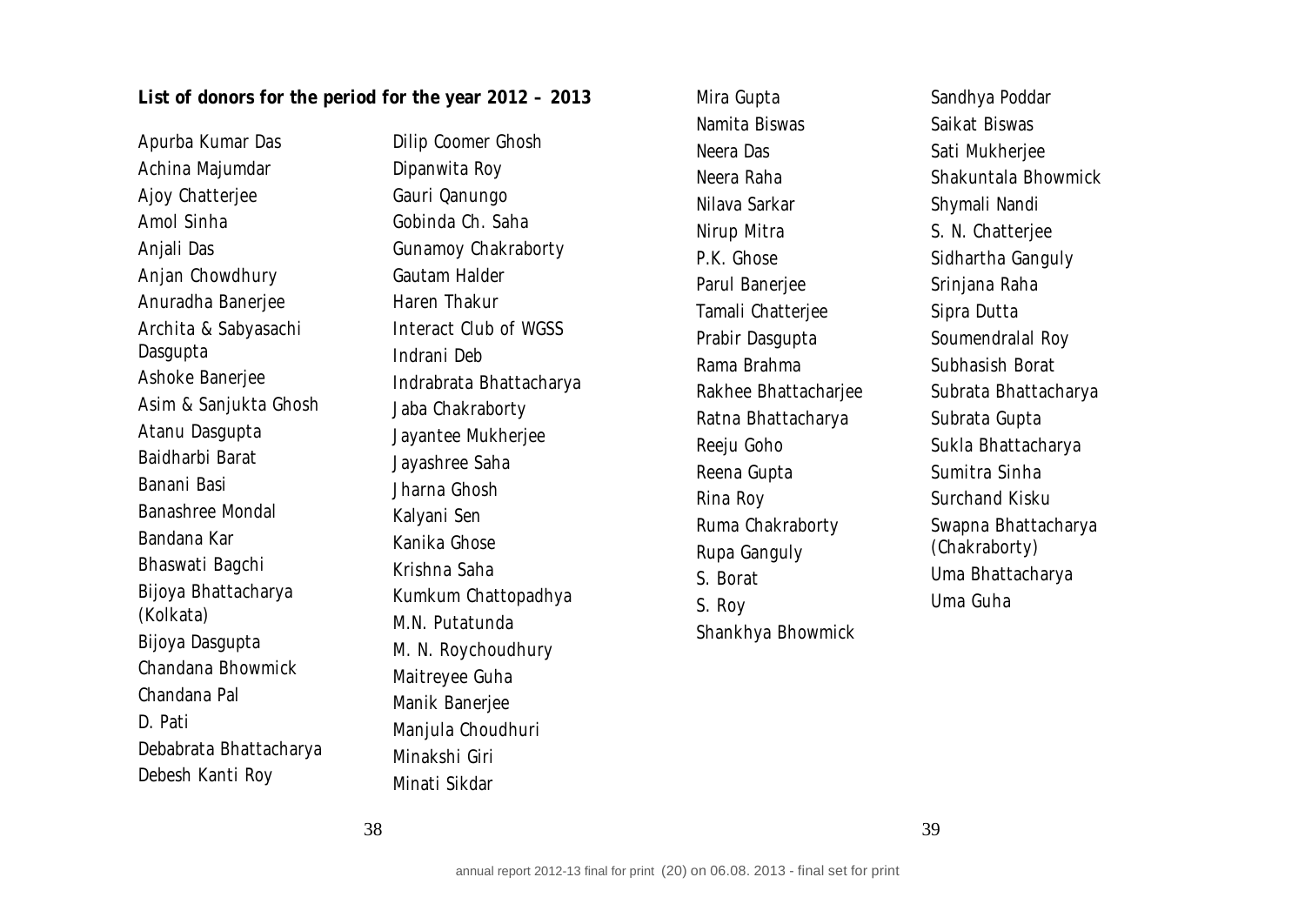**List of donors for the period for the year 2012 – 2013**

Apurba Kumar Das
Achina Majumdar
Ajoy Chatterjee
Amol Sinha
Anjali Das
Anjan Chowdhury
Anuradha Banerjee
Archita & Sabyasachi Dasgupta
Ashoke Banerjee
Asim & Sanjukta Ghosh
Atanu Dasgupta
Baidharbi Barat
Banani Basi
Banashree Mondal
Bandana Kar
Bhaswati Bagchi
Bijoya Bhattacharya (Kolkata)
Bijoya Dasgupta
Chandana Bhowmick
Chandana Pal
D. Pati
Debabrata Bhattacharya
Debesh Kanti Roy
Dilip Coomer Ghosh
Dipanwita Roy
Gauri Qanungo
Gobinda Ch. Saha
Gunamoy Chakraborty
Gautam Halder
Haren Thakur
Interact Club of WGSS
Indrani Deb
Indrabrata Bhattacharya
Jaba Chakraborty
Jayantee Mukherjee
Jayashree Saha
Jharna Ghosh
Kalyani Sen
Kanika Ghose
Krishna Saha
Kumkum Chattopadhya
M.N. Putatunda
M. N. Roychoudhury
Maitreyee Guha
Manik Banerjee
Manjula Choudhuri
Minakshi Giri
Minati Sikdar
Mira Gupta
Namita Biswas
Neera Das
Neera Raha
Nilava Sarkar
Nirup Mitra
P.K. Ghose
Parul Banerjee
Tamali Chatterjee
Prabir Dasgupta
Rama Brahma
Rakhee Bhattacharjee
Ratna Bhattacharya
Reeju Goho
Reena Gupta
Rina Roy
Ruma Chakraborty
Rupa Ganguly
S. Borat
S. Roy
Shankhya Bhowmick
Sandhya Poddar
Saikat Biswas
Sati Mukherjee
Shakuntala Bhowmick
Shymali Nandi
S. N. Chatterjee
Sidhartha Ganguly
Srinjana Raha
Sipra Dutta
Soumendralal Roy
Subhasish Borat
Subrata Bhattacharya
Subrata Gupta
Sukla Bhattacharya
Sumitra Sinha
Surchand Kisku
Swapna Bhattacharya (Chakraborty)
Uma Bhattacharya
Uma Guha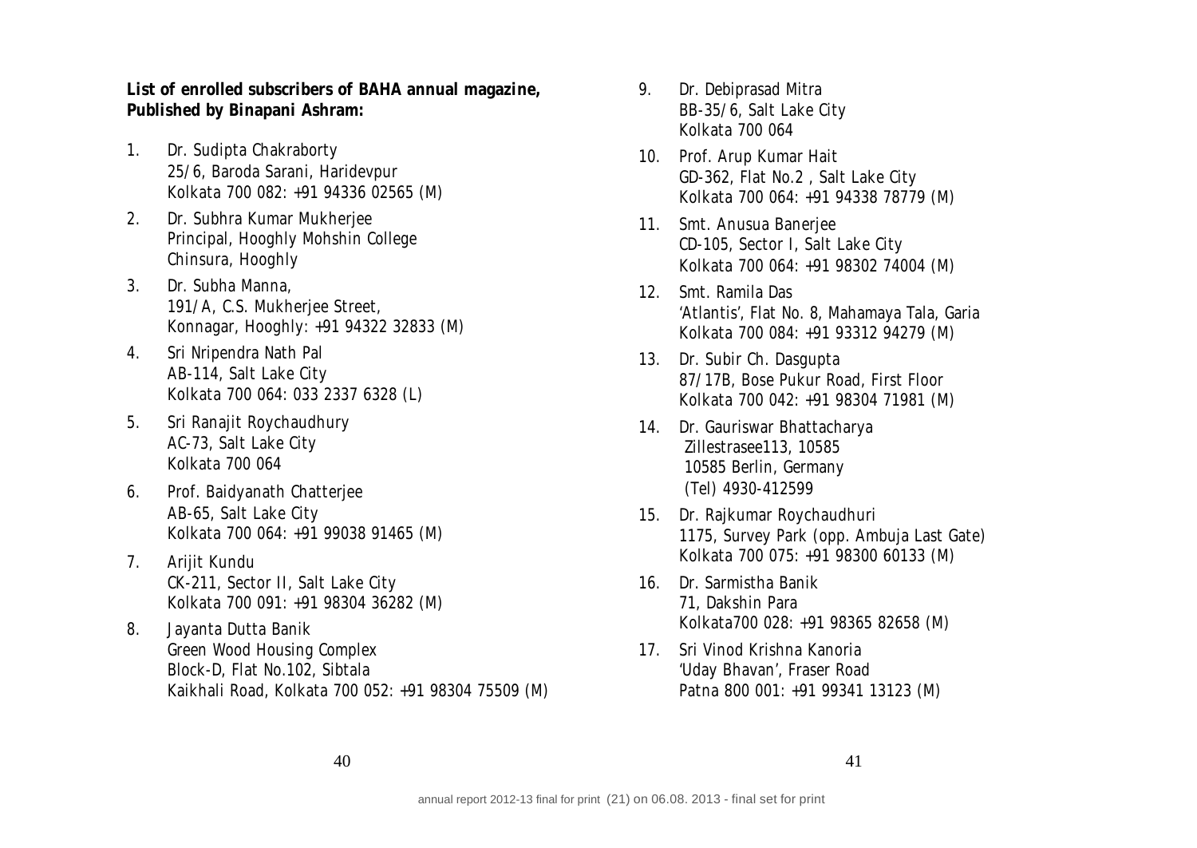**List of enrolled subscribers of BAHA annual magazine, Published by Binapani Ashram:**

1. Dr. Sudipta Chakraborty
   25/6, Baroda Sarani, Haridevpur
   Kolkata 700 082: +91 94336 02565 (M)

2. Dr. Subhra Kumar Mukherjee
   Principal, Hooghly Mohshin College
   Chinsura, Hooghly

3. Dr. Subha Manna,
   191/A, C.S. Mukherjee Street,
   Konnagar, Hooghly: +91 94322 32833 (M)

4. Sri Nripendra Nath Pal
   AB-114, Salt Lake City
   Kolkata 700 064: 033 2337 6328 (L)

5. Sri Ranajit Roychaudhury
   AC-73, Salt Lake City
   Kolkata 700 064

6. Prof. Baidyanath Chatterjee
   AB-65, Salt Lake City
   Kolkata 700 064: +91 99038 91465 (M)

7. Arijit Kundu
   CK-211, Sector II, Salt Lake City
   Kolkata 700 091: +91 98304 36282 (M)

8. Jayanta Dutta Banik
   Green Wood Housing Complex
   Block-D, Flat No.102, Sibtala
   Kaikhali Road, Kolkata 700 052: +91 98304 75509 (M)

9. Dr. Debiprasad Mitra
   BB-35/6, Salt Lake City
   Kolkata 700 064

10. Prof. Arup Kumar Hait
    GD-362, Flat No.2 , Salt Lake City
    Kolkata 700 064: +91 94338 78779 (M)

11. Smt. Anusua Banerjee
    CD-105, Sector I, Salt Lake City
    Kolkata 700 064: +91 98302 74004 (M)

12. Smt. Ramila Das
    'Atlantis', Flat No. 8, Mahamaya Tala, Garia
    Kolkata 700 084: +91 93312 94279 (M)

13. Dr. Subir Ch. Dasgupta
    87/17B, Bose Pukur Road, First Floor
    Kolkata 700 042: +91 98304 71981 (M)

14. Dr. Gauriswar Bhattacharya
    Zillestrasee113, 10585
    10585 Berlin, Germany
    (Tel) 4930-412599

15. Dr. Rajkumar Roychaudhuri
    1175, Survey Park (opp. Ambuja Last Gate)
    Kolkata 700 075: +91 98300 60133 (M)

16. Dr. Sarmistha Banik
    71, Dakshin Para
    Kolkata700 028: +91 98365 82658 (M)

17. Sri Vinod Krishna Kanoria
    'Uday Bhavan', Fraser Road
    Patna 800 001: +91 99341 13123 (M)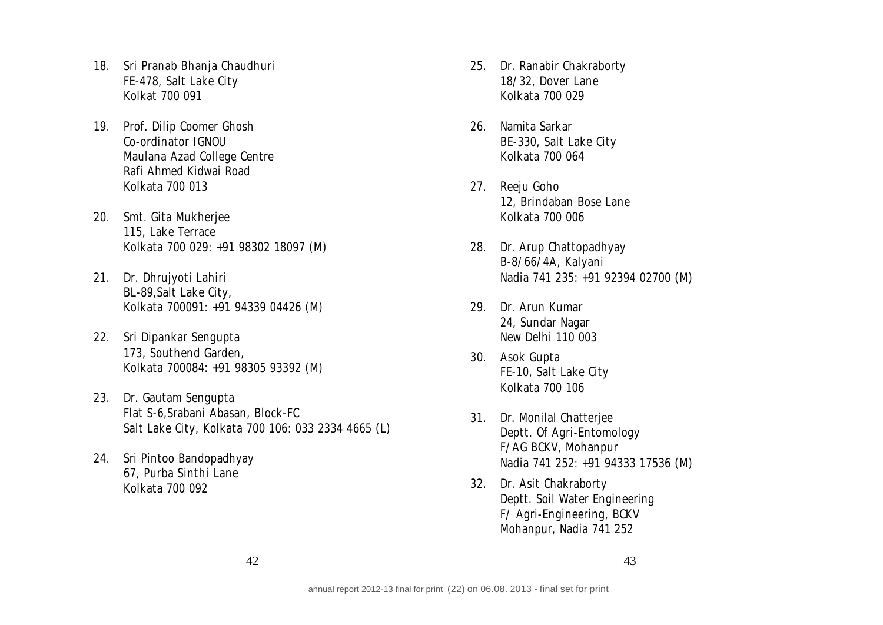18. Sri Pranab Bhanja Chaudhuri
    FE-478, Salt Lake City
    Kolkat 700 091

19. Prof. Dilip Coomer Ghosh
    Co-ordinator IGNOU
    Maulana Azad College Centre
    Rafi Ahmed Kidwai Road
    Kolkata 700 013

20. Smt. Gita Mukherjee
    115, Lake Terrace
    Kolkata 700 029: +91 98302 18097 (M)

21. Dr. Dhrujyoti Lahiri
    BL-89,Salt Lake City,
    Kolkata 700091: +91 94339 04426 (M)

22. Sri Dipankar Sengupta
    173, Southend Garden,
    Kolkata 700084: +91 98305 93392 (M)

23. Dr. Gautam Sengupta
    Flat S-6,Srabani Abasan, Block-FC
    Salt Lake City, Kolkata 700 106: 033 2334 4665 (L)

24. Sri Pintoo Bandopadhyay
    67, Purba Sinthi Lane
    Kolkata 700 092

25. Dr. Ranabir Chakraborty
    18/32, Dover Lane
    Kolkata 700 029

26. Namita Sarkar
    BE-330, Salt Lake City
    Kolkata 700 064

27. Reeju Goho
    12, Brindaban Bose Lane
    Kolkata 700 006

28. Dr. Arup Chattopadhyay
    B-8/66/4A, Kalyani
    Nadia 741 235: +91 92394 02700 (M)

29. Dr. Arun Kumar
    24, Sundar Nagar
    New Delhi 110 003

30. Asok Gupta
    FE-10, Salt Lake City
    Kolkata 700 106

31. Dr. Monilal Chatterjee
    Deptt. Of Agri-Entomology
    F/AG BCKV, Mohanpur
    Nadia 741 252: +91 94333 17536 (M)

32. Dr. Asit Chakraborty
    Deptt. Soil Water Engineering
    F/ Agri-Engineering, BCKV
    Mohanpur, Nadia 741 252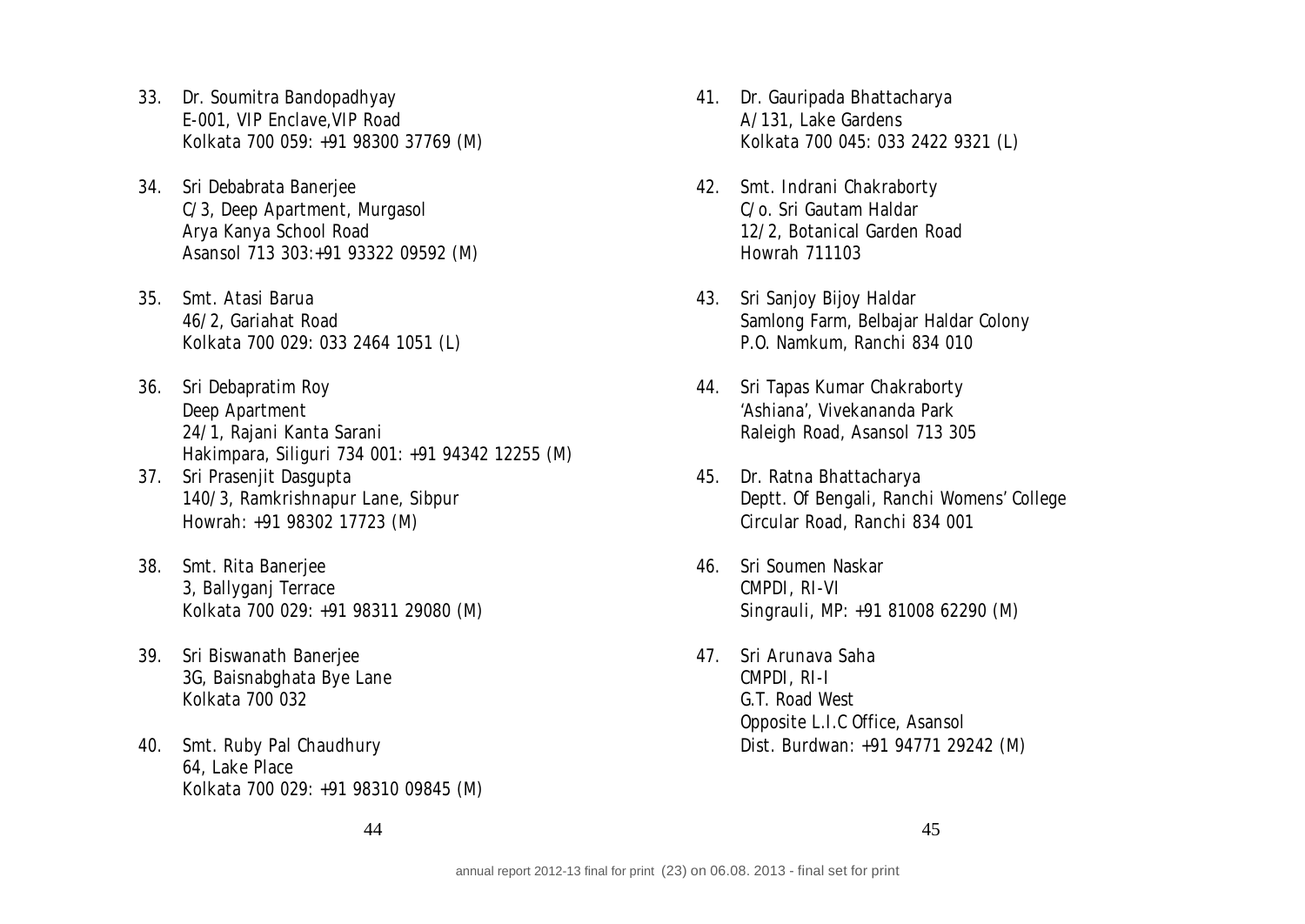33. Dr. Soumitra Bandopadhyay
    E-001, VIP Enclave,VIP Road
    Kolkata 700 059: +91 98300 37769 (M)

34. Sri Debabrata Banerjee
    C/3, Deep Apartment, Murgasol
    Arya Kanya School Road
    Asansol 713 303:+91 93322 09592 (M)

35. Smt. Atasi Barua
    46/2, Gariahat Road
    Kolkata 700 029: 033 2464 1051 (L)

36. Sri Debapratim Roy
    Deep Apartment
    24/1, Rajani Kanta Sarani
    Hakimpara, Siliguri 734 001: +91 94342 12255 (M)

37. Sri Prasenjit Dasgupta
    140/3, Ramkrishnapur Lane, Sibpur
    Howrah: +91 98302 17723 (M)

38. Smt. Rita Banerjee
    3, Ballyganj Terrace
    Kolkata 700 029: +91 98311 29080 (M)

39. Sri Biswanath Banerjee
    3G, Baisnabghata Bye Lane
    Kolkata 700 032

40. Smt. Ruby Pal Chaudhury
    64, Lake Place
    Kolkata 700 029: +91 98310 09845 (M)

41. Dr. Gauripada Bhattacharya
    A/131, Lake Gardens
    Kolkata 700 045: 033 2422 9321 (L)

42. Smt. Indrani Chakraborty
    C/o. Sri Gautam Haldar
    12/2, Botanical Garden Road
    Howrah 711103

43. Sri Sanjoy Bijoy Haldar
    Samlong Farm, Belbajar Haldar Colony
    P.O. Namkum, Ranchi 834 010

44. Sri Tapas Kumar Chakraborty
    'Ashiana', Vivekananda Park
    Raleigh Road, Asansol 713 305

45. Dr. Ratna Bhattacharya
    Deptt. Of Bengali, Ranchi Womens' College
    Circular Road, Ranchi 834 001

46. Sri Soumen Naskar
    CMPDI, RI-VI
    Singrauli, MP: +91 81008 62290 (M)

47. Sri Arunava Saha
    CMPDI, RI-I
    G.T. Road West
    Opposite L.I.C Office, Asansol
    Dist. Burdwan: +91 94771 29242 (M)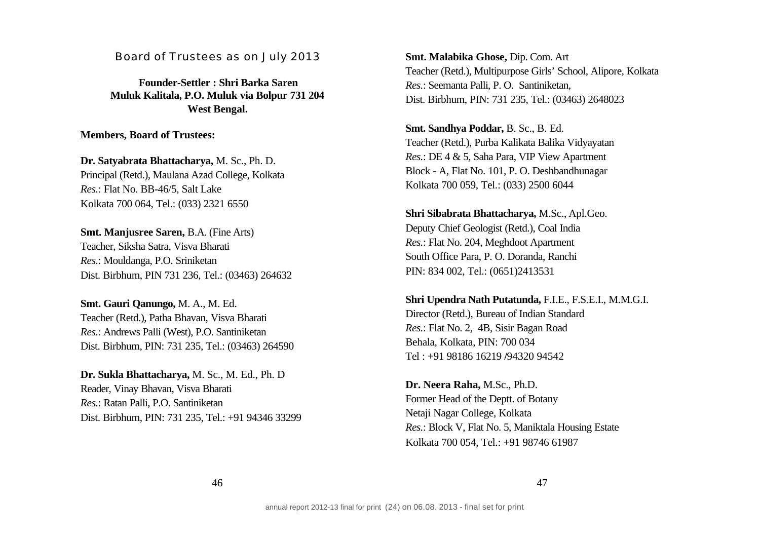## Board of Trustees as on July 2013

**Founder-Settler : Shri Barka Saren**
**Muluk Kalitala, P.O. Muluk via Bolpur 731 204**
**West Bengal.**

**Members, Board of Trustees:**

**Dr. Satyabrata Bhattacharya,** M. Sc., Ph. D.
Principal (Retd.), Maulana Azad College, Kolkata
*Res.*: Flat No. BB-46/5, Salt Lake
Kolkata 700 064, Tel.: (033) 2321 6550

**Smt. Manjusree Saren,** B.A. (Fine Arts)
Teacher, Siksha Satra, Visva Bharati
*Res.*: Mouldanga, P.O. Sriniketan
Dist. Birbhum, PIN 731 236, Tel.: (03463) 264632

**Smt. Gauri Qanungo,** M. A., M. Ed.
Teacher (Retd.), Patha Bhavan, Visva Bharati
*Res.*: Andrews Palli (West), P.O. Santiniketan
Dist. Birbhum, PIN: 731 235, Tel.: (03463) 264590

**Dr. Sukla Bhattacharya,** M. Sc., M. Ed., Ph. D
Reader, Vinay Bhavan, Visva Bharati
*Res.*: Ratan Palli, P.O. Santiniketan
Dist. Birbhum, PIN: 731 235, Tel.: +91 94346 33299

**Smt. Malabika Ghose,** Dip. Com. Art
Teacher (Retd.), Multipurpose Girls' School, Alipore, Kolkata
*Res.*: Seemanta Palli, P. O. Santiniketan,
Dist. Birbhum, PIN: 731 235, Tel.: (03463) 2648023

**Smt. Sandhya Poddar,** B. Sc., B. Ed.
Teacher (Retd.), Purba Kalikata Balika Vidyayatan
*Res.*: DE 4 & 5, Saha Para, VIP View Apartment
Block - A, Flat No. 101, P. O. Deshbandhunagar
Kolkata 700 059, Tel.: (033) 2500 6044

**Shri Sibabrata Bhattacharya,** M.Sc., Apl.Geo.
Deputy Chief Geologist (Retd.), Coal India
*Res.*: Flat No. 204, Meghdoot Apartment
South Office Para, P. O. Doranda, Ranchi
PIN: 834 002, Tel.: (0651)2413531

**Shri Upendra Nath Putatunda,** F.I.E., F.S.E.I., M.M.G.I.
Director (Retd.), Bureau of Indian Standard
*Res.*: Flat No. 2, 4B, Sisir Bagan Road
Behala, Kolkata, PIN: 700 034
Tel : +91 98186 16219 /94320 94542

**Dr. Neera Raha,** M.Sc., Ph.D.
Former Head of the Deptt. of Botany
Netaji Nagar College, Kolkata
*Res.*: Block V, Flat No. 5, Maniktala Housing Estate
Kolkata 700 054, Tel.: +91 98746 61987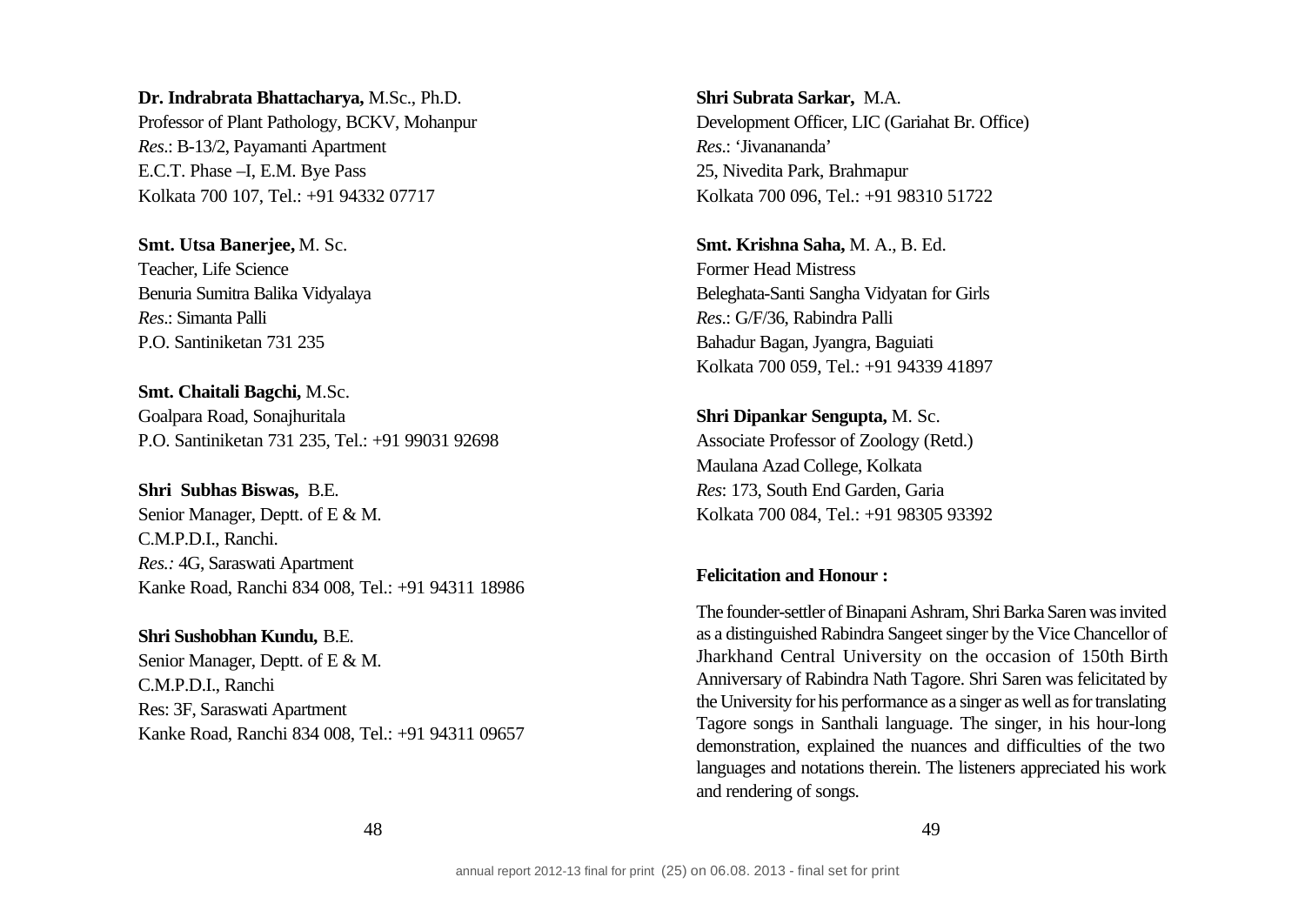**Dr. Indrabrata Bhattacharya,** M.Sc., Ph.D.
Professor of Plant Pathology, BCKV, Mohanpur
*Res*.: B-13/2, Payamanti Apartment
E.C.T. Phase –I, E.M. Bye Pass
Kolkata 700 107, Tel.: +91 94332 07717

**Smt. Utsa Banerjee,** M. Sc.
Teacher, Life Science
Benuria Sumitra Balika Vidyalaya
*Res*.: Simanta Palli
P.O. Santiniketan 731 235

**Smt. Chaitali Bagchi,** M.Sc.
Goalpara Road, Sonajhuritala
P.O. Santiniketan 731 235, Tel.: +91 99031 92698

**Shri Subhas Biswas,** B.E.
Senior Manager, Deptt. of E & M.
C.M.P.D.I., Ranchi.
*Res.:* 4G, Saraswati Apartment
Kanke Road, Ranchi 834 008, Tel.: +91 94311 18986

**Shri Sushobhan Kundu,** B.E.
Senior Manager, Deptt. of E & M.
C.M.P.D.I., Ranchi
Res: 3F, Saraswati Apartment
Kanke Road, Ranchi 834 008, Tel.: +91 94311 09657

**Shri Subrata Sarkar,** M.A.
Development Officer, LIC (Gariahat Br. Office)
*Res*.: 'Jivanananda'
25, Nivedita Park, Brahmapur
Kolkata 700 096, Tel.: +91 98310 51722

**Smt. Krishna Saha,** M. A., B. Ed.
Former Head Mistress
Beleghata-Santi Sangha Vidyatan for Girls
*Res*.: G/F/36, Rabindra Palli
Bahadur Bagan, Jyangra, Baguiati
Kolkata 700 059, Tel.: +91 94339 41897

**Shri Dipankar Sengupta,** M. Sc.
Associate Professor of Zoology (Retd.)
Maulana Azad College, Kolkata
*Res*: 173, South End Garden, Garia
Kolkata 700 084, Tel.: +91 98305 93392

**Felicitation and Honour :**

The founder-settler of Binapani Ashram, Shri Barka Saren was invited as a distinguished Rabindra Sangeet singer by the Vice Chancellor of Jharkhand Central University on the occasion of 150th Birth Anniversary of Rabindra Nath Tagore. Shri Saren was felicitated by the University for his performance as a singer as well as for translating Tagore songs in Santhali language. The singer, in his hour-long demonstration, explained the nuances and difficulties of the two languages and notations therein. The listeners appreciated his work and rendering of songs.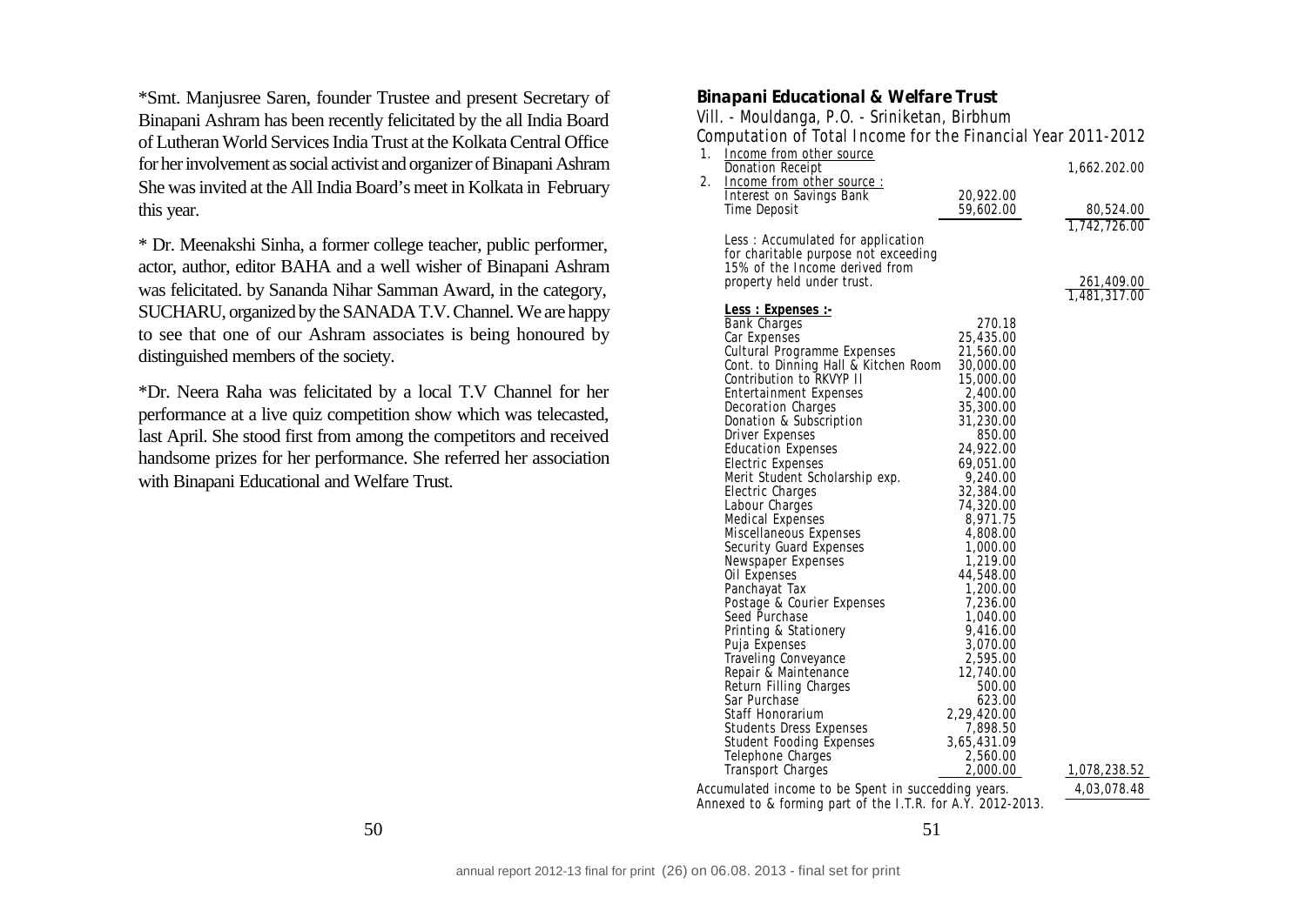*Smt. Manjusree Saren, founder Trustee and present Secretary of Binapani Ashram has been recently felicitated by the all India Board of Lutheran World Services India Trust at the Kolkata Central Office for her involvement as social activist and organizer of Binapani Ashram She was invited at the All India Board's meet in Kolkata in February this year.

* Dr. Meenakshi Sinha, a former college teacher, public performer, actor, author, editor BAHA and a well wisher of Binapani Ashram was felicitated. by Sananda Nihar Samman Award, in the category, SUCHARU, organized by the SANADA T.V. Channel. We are happy to see that one of our Ashram associates is being honoured by distinguished members of the society.

*Dr. Neera Raha was felicitated by a local T.V Channel for her performance at a live quiz competition show which was telecasted, last April. She stood first from among the competitors and received handsome prizes for her performance. She referred her association with Binapani Educational and Welfare Trust.

## Binapani Educational & Welfare Trust

Vill. - Mouldanga, P.O. - Sriniketan, Birbhum

Computation of Total Income for the Financial Year 2011-2012

| | | |
|---|---|---|
| 1. Income from other source | | |
| Donation Receipt | | 1,662.202.00 |
| 2. Income from other source : | | |
| Interest on Savings Bank | 20,922.00 | |
| Time Deposit | 59,602.00 | 80,524.00 |
| | | 1,742,726.00 |
| Less : Accumulated for application for charitable purpose not exceeding 15% of the Income derived from property held under trust. | | 261,409.00 |
| | | 1,481,317.00 |
| **Less : Expenses :-** | | |
| Bank Charges | 270.18 | |
| Car Expenses | 25,435.00 | |
| Cultural Programme Expenses | 21,560.00 | |
| Cont. to Dinning Hall & Kitchen Room | 30,000.00 | |
| Contribution to RKVYP II | 15,000.00 | |
| Entertainment Expenses | 2,400.00 | |
| Decoration Charges | 35,300.00 | |
| Donation & Subscription | 31,230.00 | |
| Driver Expenses | 850.00 | |
| Education Expenses | 24,922.00 | |
| Electric Expenses | 69,051.00 | |
| Merit Student Scholarship exp. | 9,240.00 | |
| Electric Charges | 32,384.00 | |
| Labour Charges | 74,320.00 | |
| Medical Expenses | 8,971.75 | |
| Miscellaneous Expenses | 4,808.00 | |
| Security Guard Expenses | 1,000.00 | |
| Newspaper Expenses | 1,219.00 | |
| Oil Expenses | 44,548.00 | |
| Panchayat Tax | 1,200.00 | |
| Postage & Courier Expenses | 7,236.00 | |
| Seed Purchase | 1,040.00 | |
| Printing & Stationery | 9,416.00 | |
| Puja Expenses | 3,070.00 | |
| Traveling Conveyance | 2,595.00 | |
| Repair & Maintenance | 12,740.00 | |
| Return Filling Charges | 500.00 | |
| Sar Purchase | 623.00 | |
| Staff Honorarium | 2,29,420.00 | |
| Students Dress Expenses | 7,898.50 | |
| Student Fooding Expenses | 3,65,431.09 | |
| Telephone Charges | 2,560.00 | |
| Transport Charges | 2,000.00 | 1,078,238.52 |
| Accumulated income to be Spent in succedding years. | | 4,03,078.48 |

Annexed to & forming part of the I.T.R. for A.Y. 2012-2013.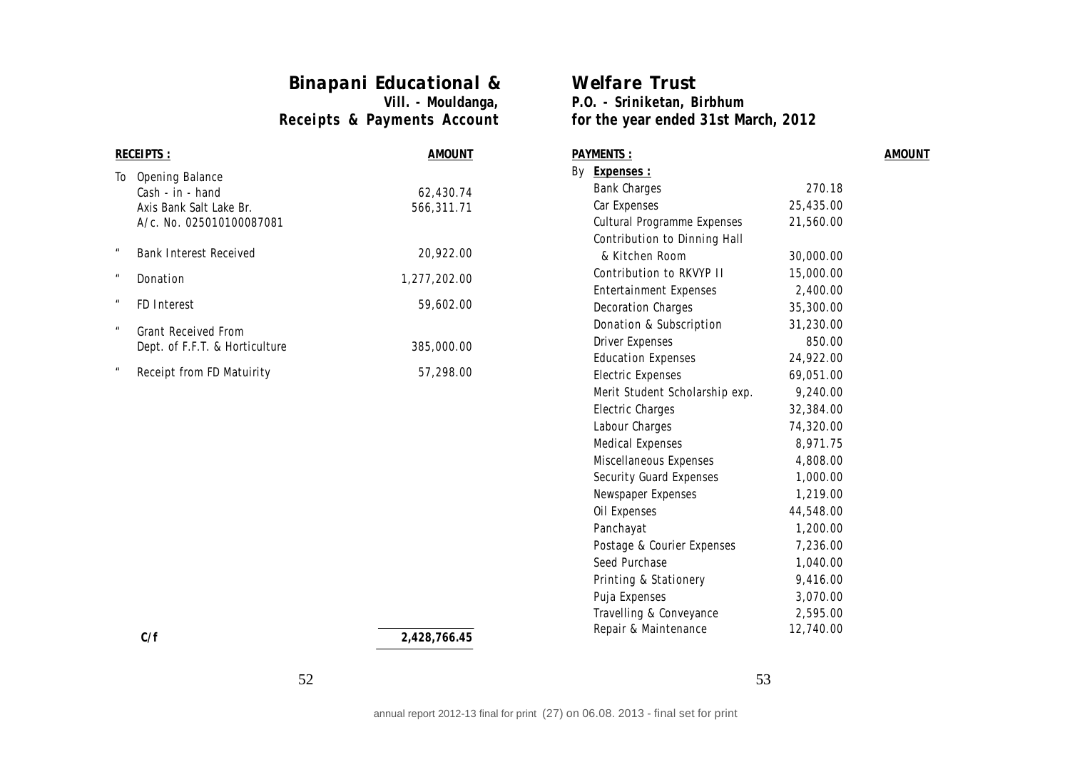# Binapani Educational & Welfare Trust

**Vill. - Mouldanga, P.O. - Sriniketan, Birbhum**

**Receipts & Payments Account for the year ended 31st March, 2012**

| RECEIPTS : | AMOUNT | PAYMENTS : | | AMOUNT |
|---|---|---|---|---|
| To Opening Balance | | By **Expenses :** | | |
| Cash - in - hand | 62,430.74 | Bank Charges | 270.18 | |
| Axis Bank Salt Lake Br. A/c. No. 025010100087081 | 566,311.71 | Car Expenses | 25,435.00 | |
| | | Cultural Programme Expenses | 21,560.00 | |
| " Bank Interest Received | 20,922.00 | Contribution to Dinning Hall & Kitchen Room | 30,000.00 | |
| " Donation | 1,277,202.00 | Contribution to RKVYP II | 15,000.00 | |
| | | Entertainment Expenses | 2,400.00 | |
| " FD Interest | 59,602.00 | Decoration Charges | 35,300.00 | |
| " Grant Received From Dept. of F.F.T. & Horticulture | 385,000.00 | Donation & Subscription | 31,230.00 | |
| | | Driver Expenses | 850.00 | |
| | | Education Expenses | 24,922.00 | |
| " Receipt from FD Matuirity | 57,298.00 | Electric Expenses | 69,051.00 | |
| | | Merit Student Scholarship exp. | 9,240.00 | |
| | | Electric Charges | 32,384.00 | |
| | | Labour Charges | 74,320.00 | |
| | | Medical Expenses | 8,971.75 | |
| | | Miscellaneous Expenses | 4,808.00 | |
| | | Security Guard Expenses | 1,000.00 | |
| | | Newspaper Expenses | 1,219.00 | |
| | | Oil Expenses | 44,548.00 | |
| | | Panchayat | 1,200.00 | |
| | | Postage & Courier Expenses | 7,236.00 | |
| | | Seed Purchase | 1,040.00 | |
| | | Printing & Stationery | 9,416.00 | |
| | | Puja Expenses | 3,070.00 | |
| | | Travelling & Conveyance | 2,595.00 | |
| **C/f** | **2,428,766.45** | Repair & Maintenance | 12,740.00 | |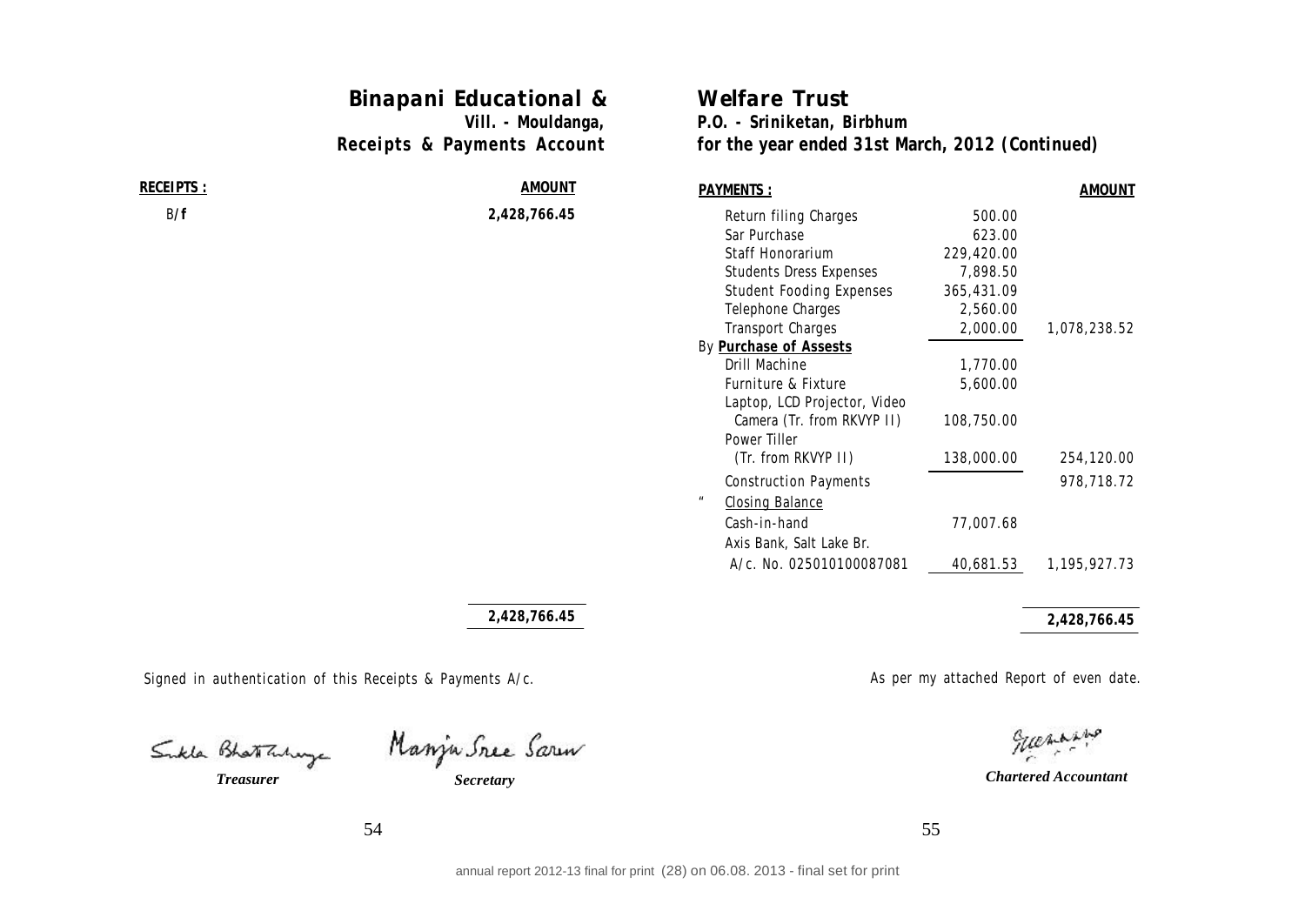# Binapani Educational & Welfare Trust

**Vill. - Mouldanga, P.O. - Sriniketan, Birbhum**

**Receipts & Payments Account for the year ended 31st March, 2012 (Continued)**

| RECEIPTS : | AMOUNT | PAYMENTS : | | AMOUNT |
|---|---|---|---|---|
| B/f | 2,428,766.45 | Return filing Charges | 500.00 | |
| | | Sar Purchase | 623.00 | |
| | | Staff Honorarium | 229,420.00 | |
| | | Students Dress Expenses | 7,898.50 | |
| | | Student Fooding Expenses | 365,431.09 | |
| | | Telephone Charges | 2,560.00 | |
| | | Transport Charges | 2,000.00 | 1,078,238.52 |
| | | By **Purchase of Assests** | | |
| | | Drill Machine | 1,770.00 | |
| | | Furniture & Fixture | 5,600.00 | |
| | | Laptop, LCD Projector, Video Camera (Tr. from RKVYP II) | 108,750.00 | |
| | | Power Tiller (Tr. from RKVYP II) | 138,000.00 | 254,120.00 |
| | | Construction Payments | | 978,718.72 |
| | | " Closing Balance | | |
| | | Cash-in-hand | 77,007.68 | |
| | | Axis Bank, Salt Lake Br. A/c. No. 025010100087081 | 40,681.53 | 1,195,927.73 |
| | **2,428,766.45** | | | **2,428,766.45** |

Signed in authentication of this Receipts & Payments A/c.

As per my attached Report of even date.

*Treasurer* *Secretary* *Chartered Accountant*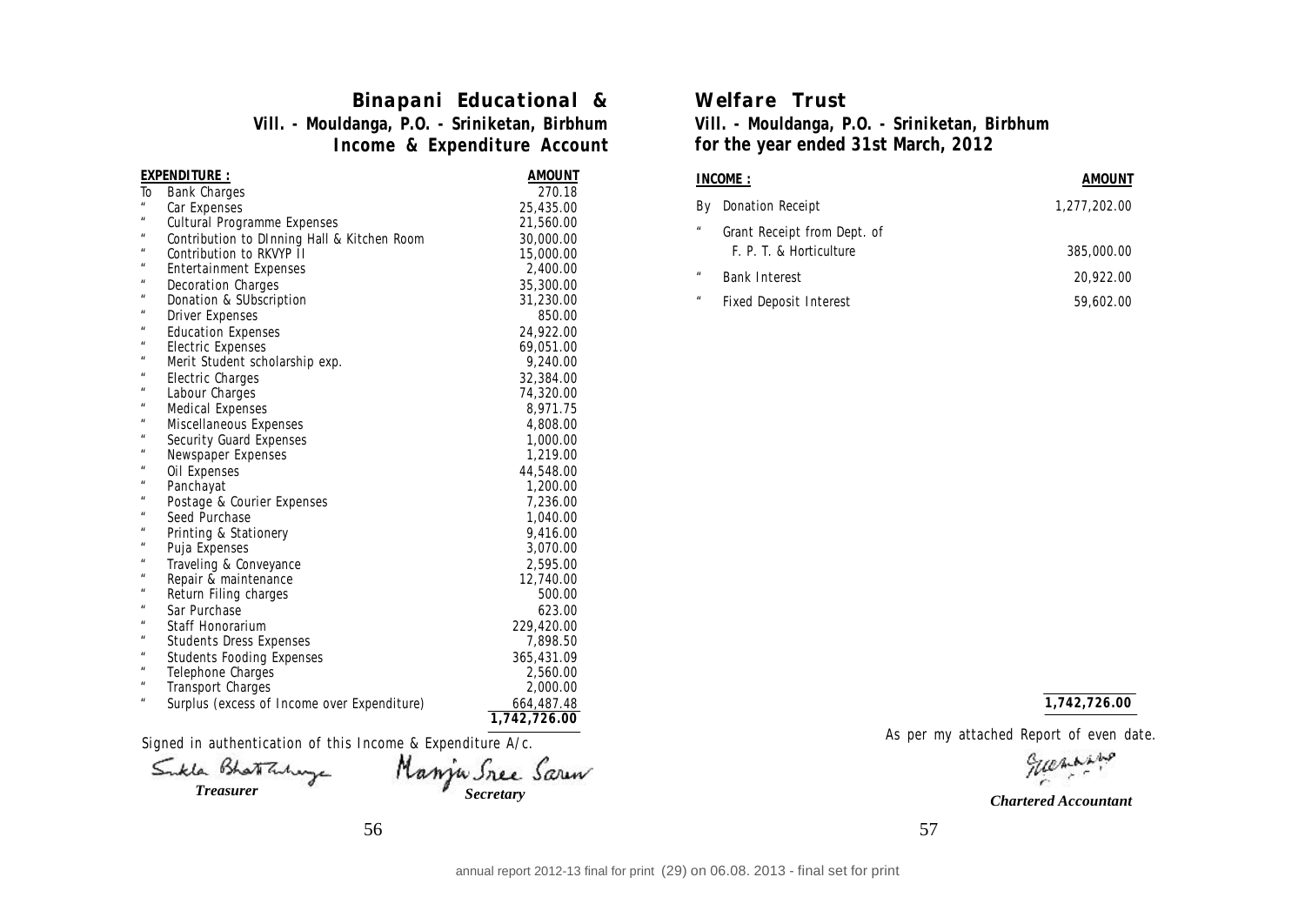# Binapani Educational & Welfare Trust

**Vill. - Mouldanga, P.O. - Sriniketan, Birbhum**

**Income & Expenditure Account for the year ended 31st March, 2012**

| EXPENDITURE : | | AMOUNT |
|---|---|---|
| To | Bank Charges | 270.18 |
| " | Car Expenses | 25,435.00 |
| " | Cultural Programme Expenses | 21,560.00 |
| " | Contribution to DInning Hall & Kitchen Room | 30,000.00 |
| " | Contribution to RKVYP II | 15,000.00 |
| " | Entertainment Expenses | 2,400.00 |
| " | Decoration Charges | 35,300.00 |
| " | Donation & SUbscription | 31,230.00 |
| " | Driver Expenses | 850.00 |
| " | Education Expenses | 24,922.00 |
| " | Electric Expenses | 69,051.00 |
| " | Merit Student scholarship exp. | 9,240.00 |
| " | Electric Charges | 32,384.00 |
| " | Labour Charges | 74,320.00 |
| " | Medical Expenses | 8,971.75 |
| " | Miscellaneous Expenses | 4,808.00 |
| " | Security Guard Expenses | 1,000.00 |
| " | Newspaper Expenses | 1,219.00 |
| " | Oil Expenses | 44,548.00 |
| " | Panchayat | 1,200.00 |
| " | Postage & Courier Expenses | 7,236.00 |
| " | Seed Purchase | 1,040.00 |
| " | Printing & Stationery | 9,416.00 |
| " | Puja Expenses | 3,070.00 |
| " | Traveling & Conveyance | 2,595.00 |
| " | Repair & maintenance | 12,740.00 |
| " | Return Filing charges | 500.00 |
| " | Sar Purchase | 623.00 |
| " | Staff Honorarium | 229,420.00 |
| " | Students Dress Expenses | 7,898.50 |
| " | Students Fooding Expenses | 365,431.09 |
| " | Telephone Charges | 2,560.00 |
| " | Transport Charges | 2,000.00 |
| " | Surplus (excess of Income over Expenditure) | 664,487.48 |
| | | **1,742,726.00** |

| INCOME : | | AMOUNT |
|---|---|---|
| By | Donation Receipt | 1,277,202.00 |
| " | Grant Receipt from Dept. of F. P. T. & Horticulture | 385,000.00 |
| " | Bank Interest | 20,922.00 |
| " | Fixed Deposit Interest | 59,602.00 |
| | | **1,742,726.00** |

Signed in authentication of this Income & Expenditure A/c.

Sukla Bhattacharya
*Treasurer*

Manju Sree Saren
*Secretary*

As per my attached Report of even date.

*Chartered Accountant*

annual report 2012-13 final for print (29) on 06.08. 2013 - final set for print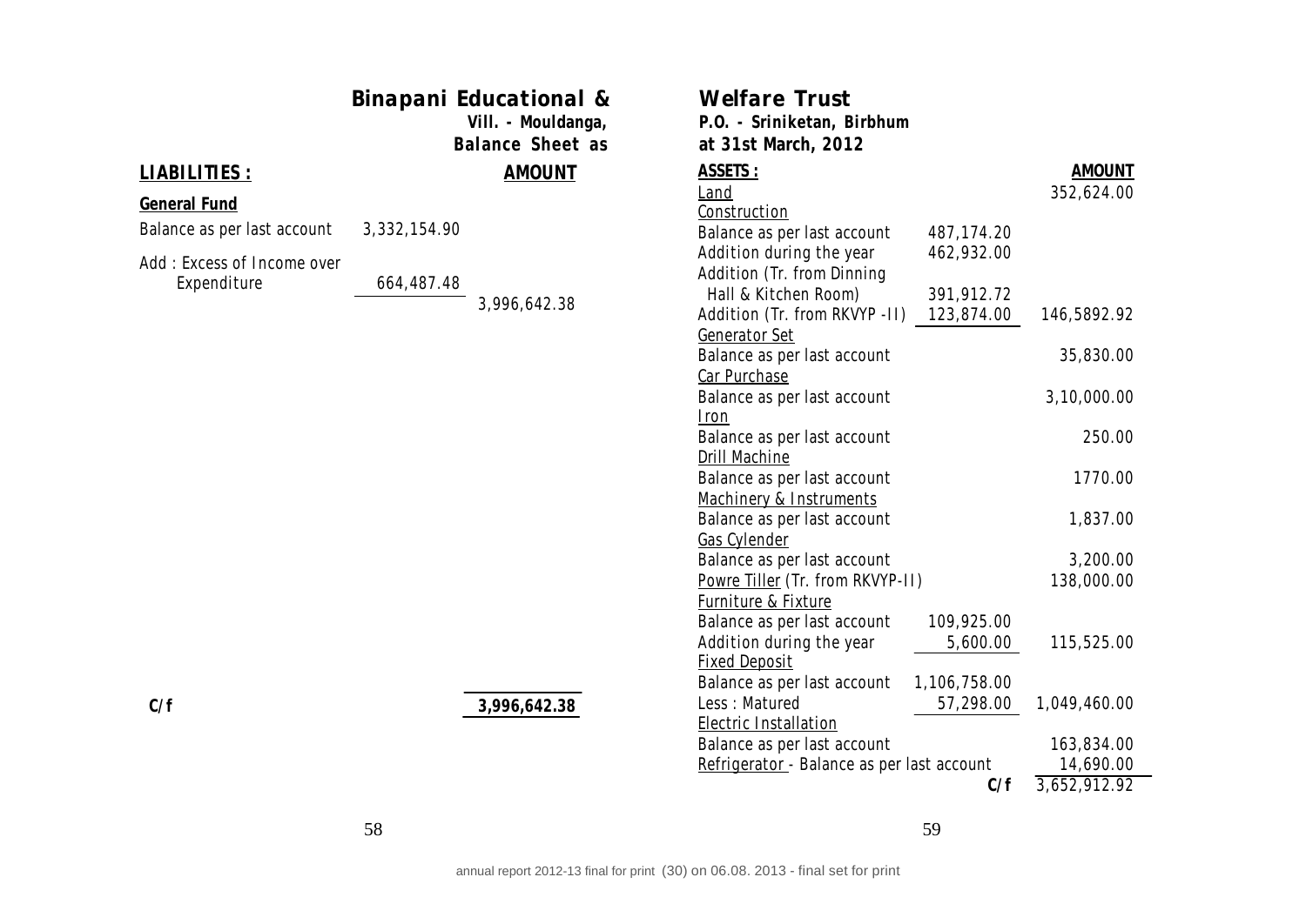# Binapani Educational & Welfare Trust

**Vill. - Mouldanga, P.O. - Sriniketan, Birbhum**

**Balance Sheet as at 31st March, 2012**

| LIABILITIES : | | AMOUNT |
|---|---|---|
| **General Fund** | | |
| Balance as per last account | 3,332,154.90 | |
| Add : Excess of Income over Expenditure | 664,487.48 | 3,996,642.38 |
| **C/f** | | **3,996,642.38** |

| ASSETS : | | AMOUNT |
|---|---|---|
| Land | | 352,624.00 |
| Construction | | |
| Balance as per last account | 487,174.20 | |
| Addition during the year | 462,932.00 | |
| Addition (Tr. from Dinning Hall & Kitchen Room) | 391,912.72 | |
| Addition (Tr. from RKVYP -II) | 123,874.00 | 146,5892.92 |
| Generator Set | | |
| Balance as per last account | | 35,830.00 |
| Car Purchase | | |
| Balance as per last account | | 3,10,000.00 |
| Iron | | |
| Balance as per last account | | 250.00 |
| Drill Machine | | |
| Balance as per last account | | 1770.00 |
| Machinery & Instruments | | |
| Balance as per last account | | 1,837.00 |
| Gas Cylender | | |
| Balance as per last account | | 3,200.00 |
| Powre Tiller (Tr. from RKVYP-II) | | 138,000.00 |
| Furniture & Fixture | | |
| Balance as per last account | 109,925.00 | |
| Addition during the year | 5,600.00 | 115,525.00 |
| Fixed Deposit | | |
| Balance as per last account | 1,106,758.00 | |
| Less : Matured | 57,298.00 | 1,049,460.00 |
| Electric Installation | | |
| Balance as per last account | | 163,834.00 |
| Refrigerator - Balance as per last account | | 14,690.00 |
| | **C/f** | 3,652,912.92 |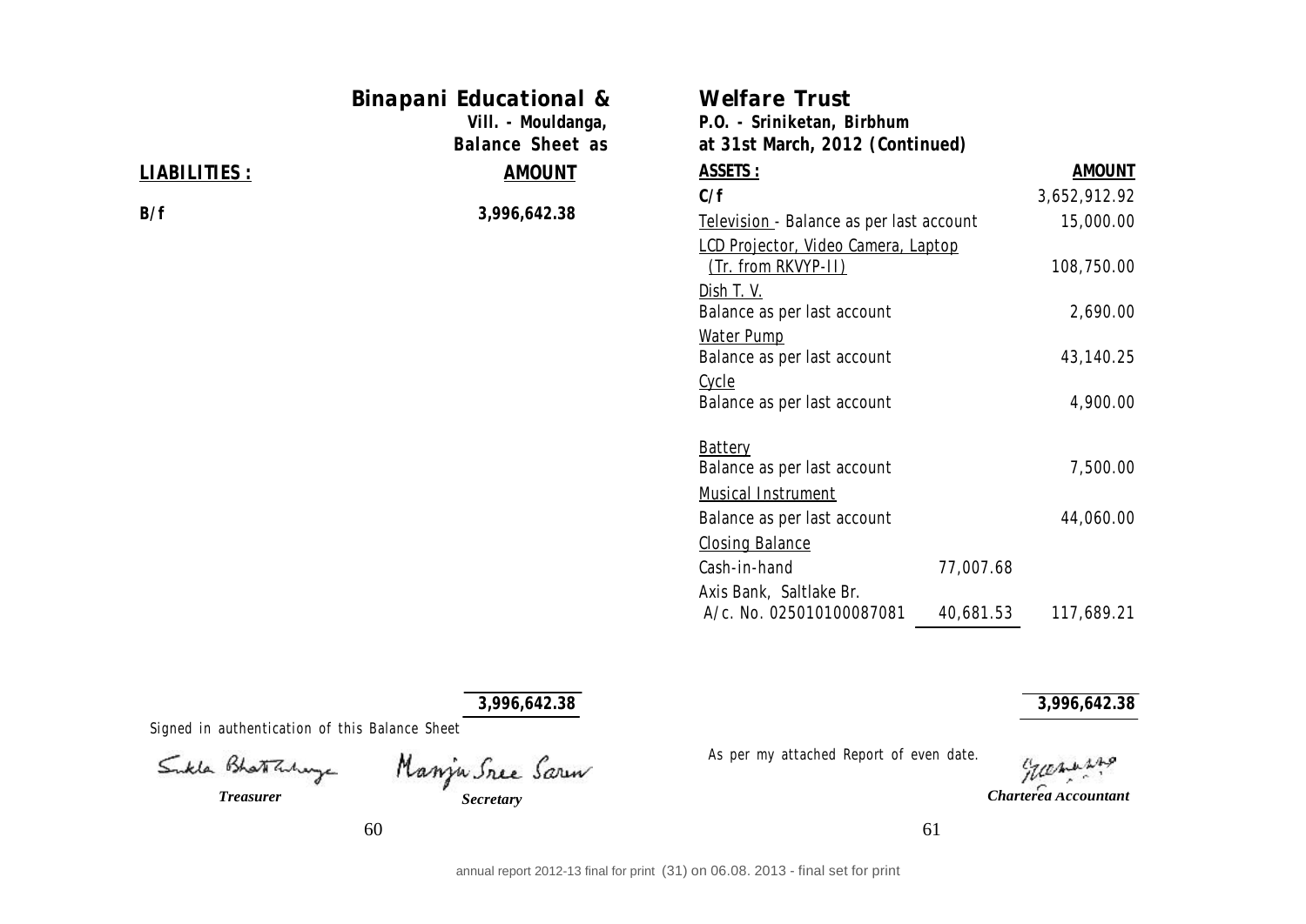# Binapani Educational & Welfare Trust

**Vill. - Mouldanga, P.O. - Sriniketan, Birbhum**

**Balance Sheet as at 31st March, 2012 (Continued)**

| LIABILITIES : | AMOUNT | ASSETS : | | AMOUNT |
|---|---|---|---|---|
| | | C/f | | 3,652,912.92 |
| B/f | 3,996,642.38 | Television - Balance as per last account | | 15,000.00 |
| | | LCD Projector, Video Camera, Laptop (Tr. from RKVYP-II) | | 108,750.00 |
| | | Dish T. V. Balance as per last account | | 2,690.00 |
| | | Water Pump Balance as per last account | | 43,140.25 |
| | | Cycle Balance as per last account | | 4,900.00 |
| | | Battery Balance as per last account | | 7,500.00 |
| | | Musical Instrument Balance as per last account | | 44,060.00 |
| | | Closing Balance | | |
| | | Cash-in-hand | 77,007.68 | |
| | | Axis Bank, Saltlake Br. A/c. No. 025010100087081 | 40,681.53 | 117,689.21 |
| | **3,996,642.38** | | | **3,996,642.38** |

Signed in authentication of this Balance Sheet

*Treasurer* *Secretary*

As per my attached Report of even date.

*Chartered Accountant*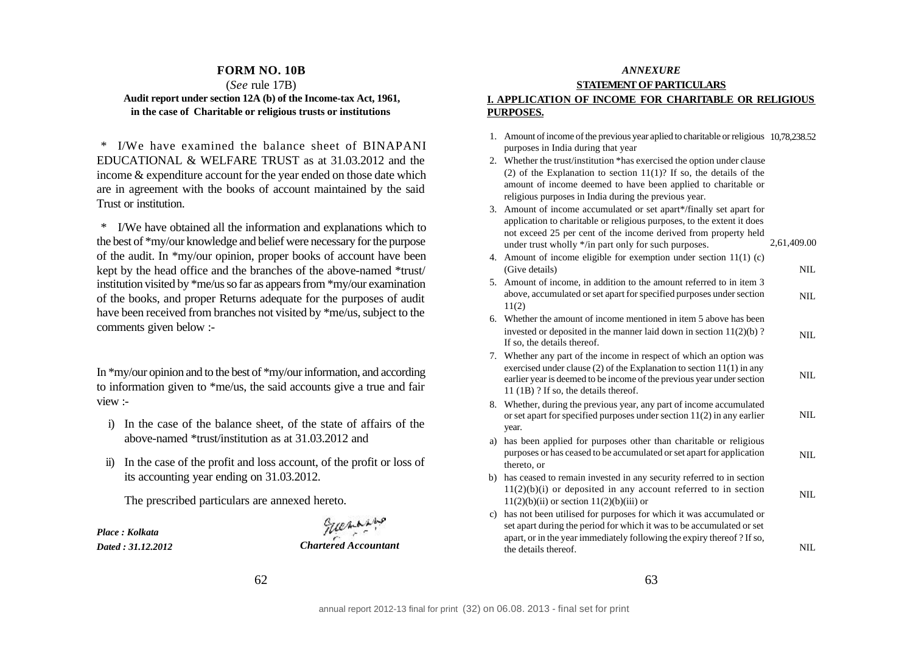## FORM NO. 10B

(*See* rule 17B)

**Audit report under section 12A (b) of the Income-tax Act, 1961, in the case of Charitable or religious trusts or institutions**

\* I/We have examined the balance sheet of BINAPANI EDUCATIONAL & WELFARE TRUST as at 31.03.2012 and the income & expenditure account for the year ended on those date which are in agreement with the books of account maintained by the said Trust or institution.

\* I/We have obtained all the information and explanations which to the best of *my/our knowledge and belief were necessary for the purpose of the audit. In *my/our opinion, proper books of account have been kept by the head office and the branches of the above-named *trust/ institution visited by *me/us so far as appears from *my/our examination of the books, and proper Returns adequate for the purposes of audit have been received from branches not visited by *me/us, subject to the comments given below :-

In *my/our opinion and to the best of *my/our information, and according to information given to *me/us, the said accounts give a true and fair view :-

i) In the case of the balance sheet, of the state of affairs of the above-named *trust/institution as at 31.03.2012 and

ii) In the case of the profit and loss account, of the profit or loss of its accounting year ending on 31.03.2012.

The prescribed particulars are annexed hereto.

*Place : Kolkata*

*Dated : 31.12.2012*

***Chartered Accountant***

### *ANNEXURE*

### STATEMENT OF PARTICULARS

### I. APPLICATION OF INCOME FOR CHARITABLE OR RELIGIOUS PURPOSES.

| | | |
|---|---|---|
| 1. | Amount of income of the previous year aplied to charitable or religious purposes in India during that year | 10,78,238.52 |
| 2. | Whether the trust/institution *has exercised the option under clause (2) of the Explanation to section 11(1)? If so, the details of the amount of income deemed to have been applied to charitable or religious purposes in India during the previous year. | |
| 3. | Amount of income accumulated or set apart*/finally set apart for application to charitable or religious purposes, to the extent it does not exceed 25 per cent of the income derived from property held under trust wholly */in part only for such purposes. | 2,61,409.00 |
| 4. | Amount of income eligible for exemption under section 11(1) (c) (Give details) | NIL |
| 5. | Amount of income, in addition to the amount referred to in item 3 above, accumulated or set apart for specified purposes under section 11(2) | NIL |
| 6. | Whether the amount of income mentioned in item 5 above has been invested or deposited in the manner laid down in section 11(2)(b) ? If so, the details thereof. | NIL |
| 7. | Whether any part of the income in respect of which an option was exercised under clause (2) of the Explanation to section 11(1) in any earlier year is deemed to be income of the previous year under section 11 (1B) ? If so, the details thereof. | NIL |
| 8. | Whether, during the previous year, any part of income accumulated or set apart for specified purposes under section 11(2) in any earlier year. | NIL |
| a) | has been applied for purposes other than charitable or religious purposes or has ceased to be accumulated or set apart for application thereto, or | NIL |
| b) | has ceased to remain invested in any security referred to in section 11(2)(b)(i) or deposited in any account referred to in section 11(2)(b)(ii) or section 11(2)(b)(iii) or | NIL |
| c) | has not been utilised for purposes for which it was accumulated or set apart during the period for which it was to be accumulated or set apart, or in the year immediately following the expiry thereof ? If so, the details thereof. | NIL |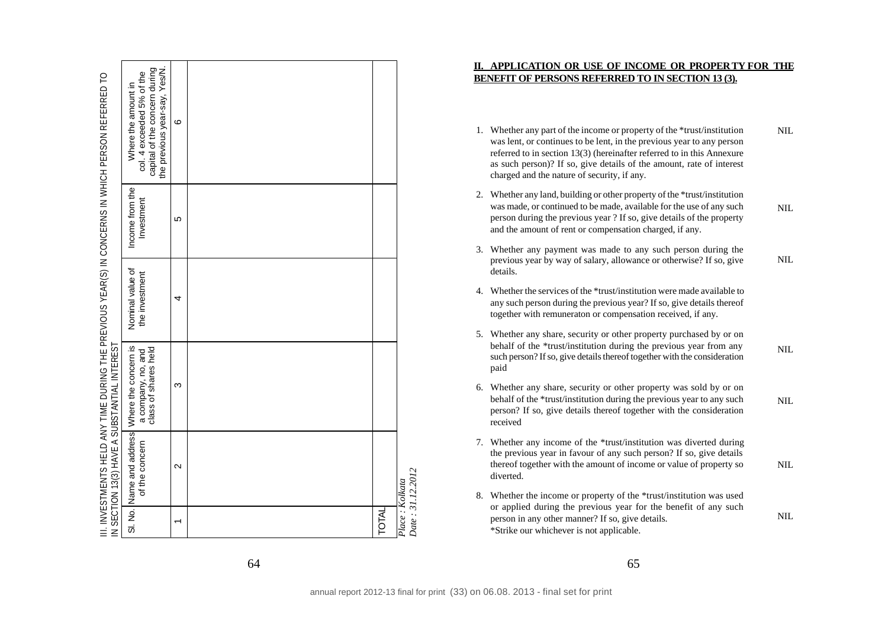III. INVESTMENTS HELD ANY TIME DURING THE PREVIOUS YEAR(S) IN CONCERNS IN WHICH PERSON REFERRED TO IN SECTION 13(3) HAVE A SUBSTANTIAL INTEREST

| Sl. No. | Name and address of the concern | Where the concern is a company, no, and class of shares held | Nominal value of the investment | Income from the Investment | Where the amount in col. 4 exceeded 5% of the capital of the concern during the previous year-say, Yes/N. |
|---|---|---|---|---|---|
| 1 | 2 | 3 | 4 | 5 | 6 |
| | | | | | |
| TOTAL | | | | | |

*Place : Kolkata*
*Date : 31.12.2012*

**II. APPLICATION OR USE OF INCOME OR PROPERTY FOR THE BENEFIT OF PERSONS REFERRED TO IN SECTION 13 (3).**

1. Whether any part of the income or property of the *trust/institution was lent, or continues to be lent, in the previous year to any person referred to in section 13(3) (hereinafter referred to in this Annexure as such person)? If so, give details of the amount, rate of interest charged and the nature of security, if any. — NIL

2. Whether any land, building or other property of the *trust/institution was made, or continued to be made, available for the use of any such person during the previous year ? If so, give details of the property and the amount of rent or compensation charged, if any. — NIL

3. Whether any payment was made to any such person during the previous year by way of salary, allowance or otherwise? If so, give details. — NIL

4. Whether the services of the *trust/institution were made available to any such person during the previous year? If so, give details thereof together with remuneraton or compensation received, if any.

5. Whether any share, security or other property purchased by or on behalf of the *trust/institution during the previous year from any such person? If so, give details thereof together with the consideration paid — NIL

6. Whether any share, security or other property was sold by or on behalf of the *trust/institution during the previous year to any such person? If so, give details thereof together with the consideration received — NIL

7. Whether any income of the *trust/institution was diverted during the previous year in favour of any such person? If so, give details thereof together with the amount of income or value of property so diverted. — NIL

8. Whether the income or property of the *trust/institution was used or applied during the previous year for the benefit of any such person in any other manner? If so, give details. — NIL

*Strike our whichever is not applicable.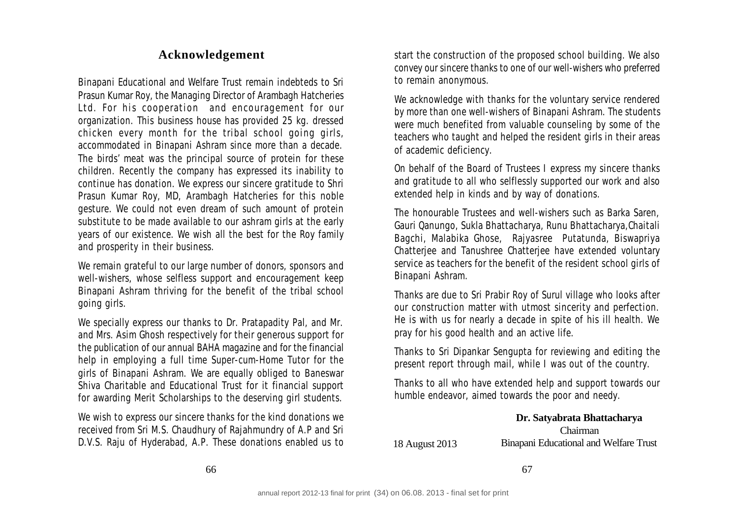## Acknowledgement

Binapani Educational and Welfare Trust remain indebteds to Sri Prasun Kumar Roy, the Managing Director of Arambagh Hatcheries Ltd. For his cooperation and encouragement for our organization. This business house has provided 25 kg. dressed chicken every month for the tribal school going girls, accommodated in Binapani Ashram since more than a decade. The birds' meat was the principal source of protein for these children. Recently the company has expressed its inability to continue has donation. We express our sincere gratitude to Shri Prasun Kumar Roy, MD, Arambagh Hatcheries for this noble gesture. We could not even dream of such amount of protein substitute to be made available to our ashram girls at the early years of our existence. We wish all the best for the Roy family and prosperity in their business.

We remain grateful to our large number of donors, sponsors and well-wishers, whose selfless support and encouragement keep Binapani Ashram thriving for the benefit of the tribal school going girls.

We specially express our thanks to Dr. Pratapadity Pal, and Mr. and Mrs. Asim Ghosh respectively for their generous support for the publication of our annual BAHA magazine and for the financial help in employing a full time Super-cum-Home Tutor for the girls of Binapani Ashram. We are equally obliged to Baneswar Shiva Charitable and Educational Trust for it financial support for awarding Merit Scholarships to the deserving girl students.

We wish to express our sincere thanks for the kind donations we received from Sri M.S. Chaudhury of Rajahmundry of A.P and Sri D.V.S. Raju of Hyderabad, A.P. These donations enabled us to start the construction of the proposed school building. We also convey our sincere thanks to one of our well-wishers who preferred to remain anonymous.

We acknowledge with thanks for the voluntary service rendered by more than one well-wishers of Binapani Ashram. The students were much benefited from valuable counseling by some of the teachers who taught and helped the resident girls in their areas of academic deficiency.

On behalf of the Board of Trustees I express my sincere thanks and gratitude to all who selflessly supported our work and also extended help in kinds and by way of donations.

The honourable Trustees and well-wishers such as Barka Saren, Gauri Qanungo, Sukla Bhattacharya, Runu Bhattacharya,Chaitali Bagchi, Malabika Ghose, Rajyasree Putatunda, Biswapriya Chatterjee and Tanushree Chatterjee have extended voluntary service as teachers for the benefit of the resident school girls of Binapani Ashram.

Thanks are due to Sri Prabir Roy of Surul village who looks after our construction matter with utmost sincerity and perfection. He is with us for nearly a decade in spite of his ill health. We pray for his good health and an active life.

Thanks to Sri Dipankar Sengupta for reviewing and editing the present report through mail, while I was out of the country.

Thanks to all who have extended help and support towards our humble endeavor, aimed towards the poor and needy.

**Dr. Satyabrata Bhattacharya**
Chairman
Binapani Educational and Welfare Trust

18 August 2013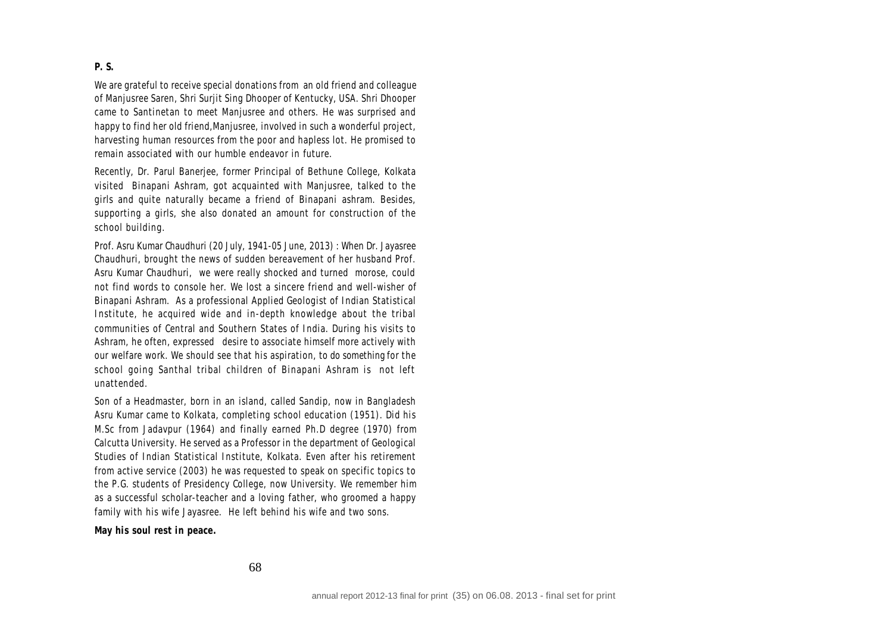**P. S.**

We are grateful to receive special donations from an old friend and colleague of Manjusree Saren, Shri Surjit Sing Dhooper of Kentucky, USA. Shri Dhooper came to Santinetan to meet Manjusree and others. He was surprised and happy to find her old friend,Manjusree, involved in such a wonderful project, harvesting human resources from the poor and hapless lot. He promised to remain associated with our humble endeavor in future.

Recently, Dr. Parul Banerjee, former Principal of Bethune College, Kolkata visited Binapani Ashram, got acquainted with Manjusree, talked to the girls and quite naturally became a friend of Binapani ashram. Besides, supporting a girls, she also donated an amount for construction of the school building.

Prof. Asru Kumar Chaudhuri (20 July, 1941-05 June, 2013) : When Dr. Jayasree Chaudhuri, brought the news of sudden bereavement of her husband Prof. Asru Kumar Chaudhuri, we were really shocked and turned morose, could not find words to console her. We lost a sincere friend and well-wisher of Binapani Ashram. As a professional Applied Geologist of Indian Statistical Institute, he acquired wide and in-depth knowledge about the tribal communities of Central and Southern States of India. During his visits to Ashram, he often, expressed desire to associate himself more actively with our welfare work. We should see that his aspiration, to do something for the school going Santhal tribal children of Binapani Ashram is not left unattended.

Son of a Headmaster, born in an island, called Sandip, now in Bangladesh Asru Kumar came to Kolkata, completing school education (1951). Did his M.Sc from Jadavpur (1964) and finally earned Ph.D degree (1970) from Calcutta University. He served as a Professor in the department of Geological Studies of Indian Statistical Institute, Kolkata. Even after his retirement from active service (2003) he was requested to speak on specific topics to the P.G. students of Presidency College, now University. We remember him as a successful scholar-teacher and a loving father, who groomed a happy family with his wife Jayasree. He left behind his wife and two sons.

**May his soul rest in peace.**